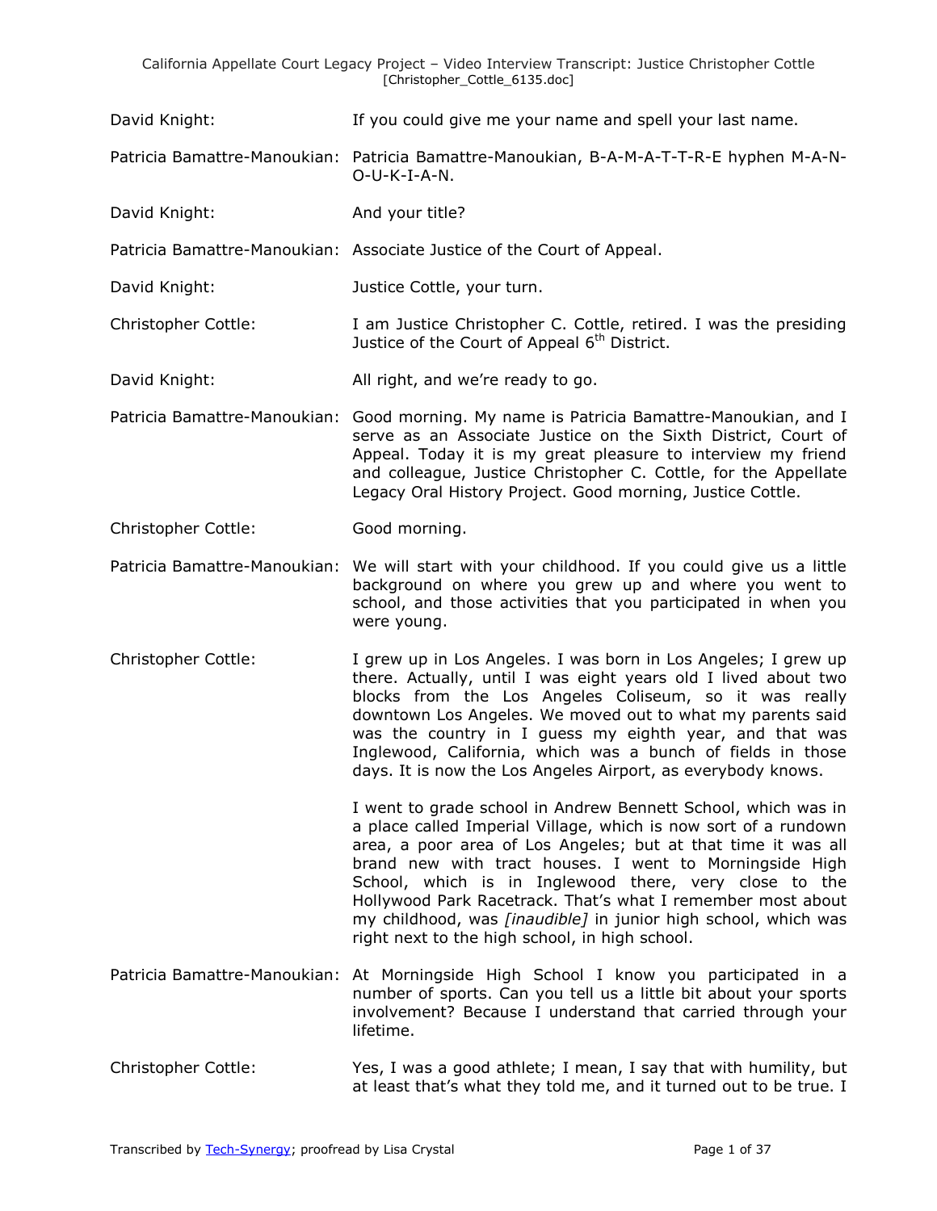David Knight: If you could give me your name and spell your last name.

Patricia Bamattre-Manoukian: Patricia Bamattre-Manoukian, B-A-M-A-T-T-R-E hyphen M-A-N-O-U-K-I-A-N.

David Knight: And your title?

Patricia Bamattre-Manoukian: Associate Justice of the Court of Appeal.

David Knight: Justice Cottle, your turn.

Christopher Cottle: I am Justice Christopher C. Cottle, retired. I was the presiding Justice of the Court of Appeal 6th District.

David Knight: All right, and we're ready to go.

Patricia Bamattre-Manoukian: Good morning. My name is Patricia Bamattre-Manoukian, and I serve as an Associate Justice on the Sixth District, Court of Appeal. Today it is my great pleasure to interview my friend and colleague, Justice Christopher C. Cottle, for the Appellate Legacy Oral History Project. Good morning, Justice Cottle.

Christopher Cottle: Good morning.

Patricia Bamattre-Manoukian: We will start with your childhood. If you could give us a little background on where you grew up and where you went to school, and those activities that you participated in when you were young.

Christopher Cottle: I grew up in Los Angeles. I was born in Los Angeles; I grew up there. Actually, until I was eight years old I lived about two blocks from the Los Angeles Coliseum, so it was really downtown Los Angeles. We moved out to what my parents said was the country in I guess my eighth year, and that was Inglewood, California, which was a bunch of fields in those days. It is now the Los Angeles Airport, as everybody knows.

I went to grade school in Andrew Bennett School, which was in a place called Imperial Village, which is now sort of a rundown area, a poor area of Los Angeles; but at that time it was all brand new with tract houses. I went to Morningside High School, which is in Inglewood there, very close to the Hollywood Park Racetrack. That's what I remember most about my childhood, was *[inaudible]* in junior high school, which was right next to the high school, in high school.

Patricia Bamattre-Manoukian: At Morningside High School I know you participated in a number of sports. Can you tell us a little bit about your sports involvement? Because I understand that carried through your lifetime.

Christopher Cottle: Yes, I was a good athlete; I mean, I say that with humility, but at least that's what they told me, and it turned out to be true. I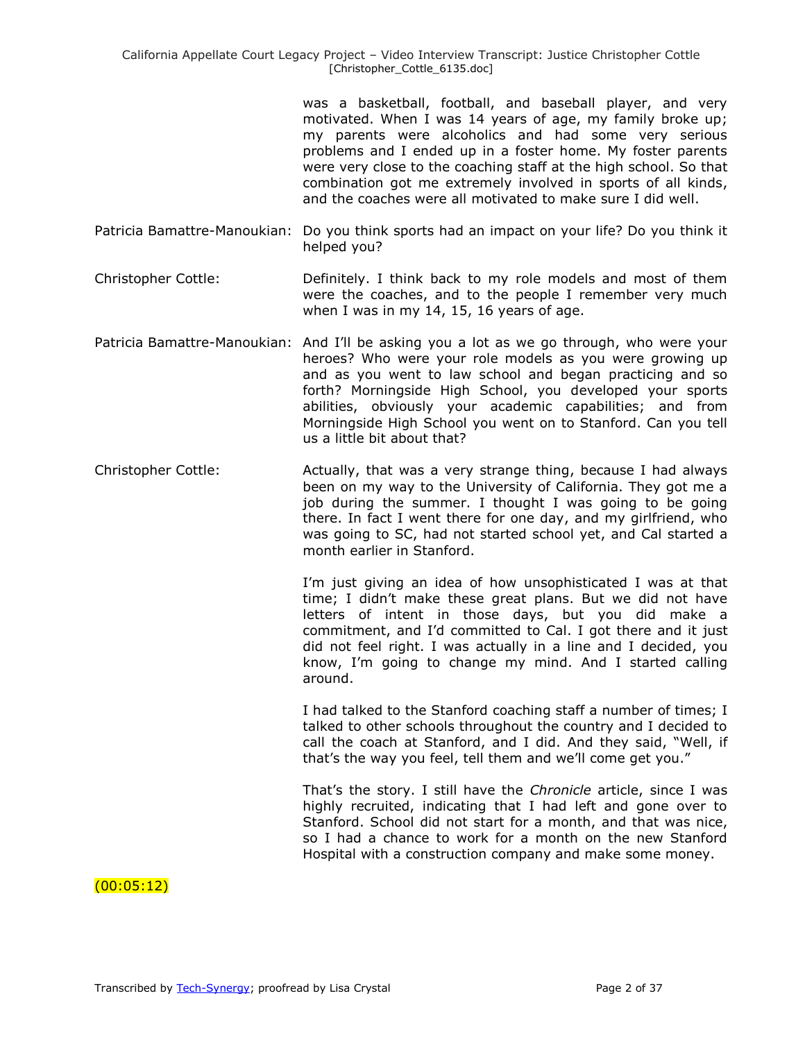was a basketball, football, and baseball player, and very motivated. When I was 14 years of age, my family broke up; my parents were alcoholics and had some very serious problems and I ended up in a foster home. My foster parents were very close to the coaching staff at the high school. So that combination got me extremely involved in sports of all kinds, and the coaches were all motivated to make sure I did well.

Patricia Bamattre-Manoukian: Do you think sports had an impact on your life? Do you think it helped you?

Christopher Cottle: Definitely. I think back to my role models and most of them were the coaches, and to the people I remember very much when I was in my 14, 15, 16 years of age.

Patricia Bamattre-Manoukian: And I'll be asking you a lot as we go through, who were your heroes? Who were your role models as you were growing up and as you went to law school and began practicing and so forth? Morningside High School, you developed your sports abilities, obviously your academic capabilities; and from Morningside High School you went on to Stanford. Can you tell us a little bit about that?

Christopher Cottle: Actually, that was a very strange thing, because I had always been on my way to the University of California. They got me a job during the summer. I thought I was going to be going there. In fact I went there for one day, and my girlfriend, who was going to SC, had not started school yet, and Cal started a month earlier in Stanford.

I'm just giving an idea of how unsophisticated I was at that time; I didn't make these great plans. But we did not have letters of intent in those days, but you did make a commitment, and I'd committed to Cal. I got there and it just did not feel right. I was actually in a line and I decided, you know, I'm going to change my mind. And I started calling around.

I had talked to the Stanford coaching staff a number of times; I talked to other schools throughout the country and I decided to call the coach at Stanford, and I did. And they said, "Well, if that's the way you feel, tell them and we'll come get you."

That's the story. I still have the *Chronicle* article, since I was highly recruited, indicating that I had left and gone over to Stanford. School did not start for a month, and that was nice, so I had a chance to work for a month on the new Stanford Hospital with a construction company and make some money.

(00:05:12)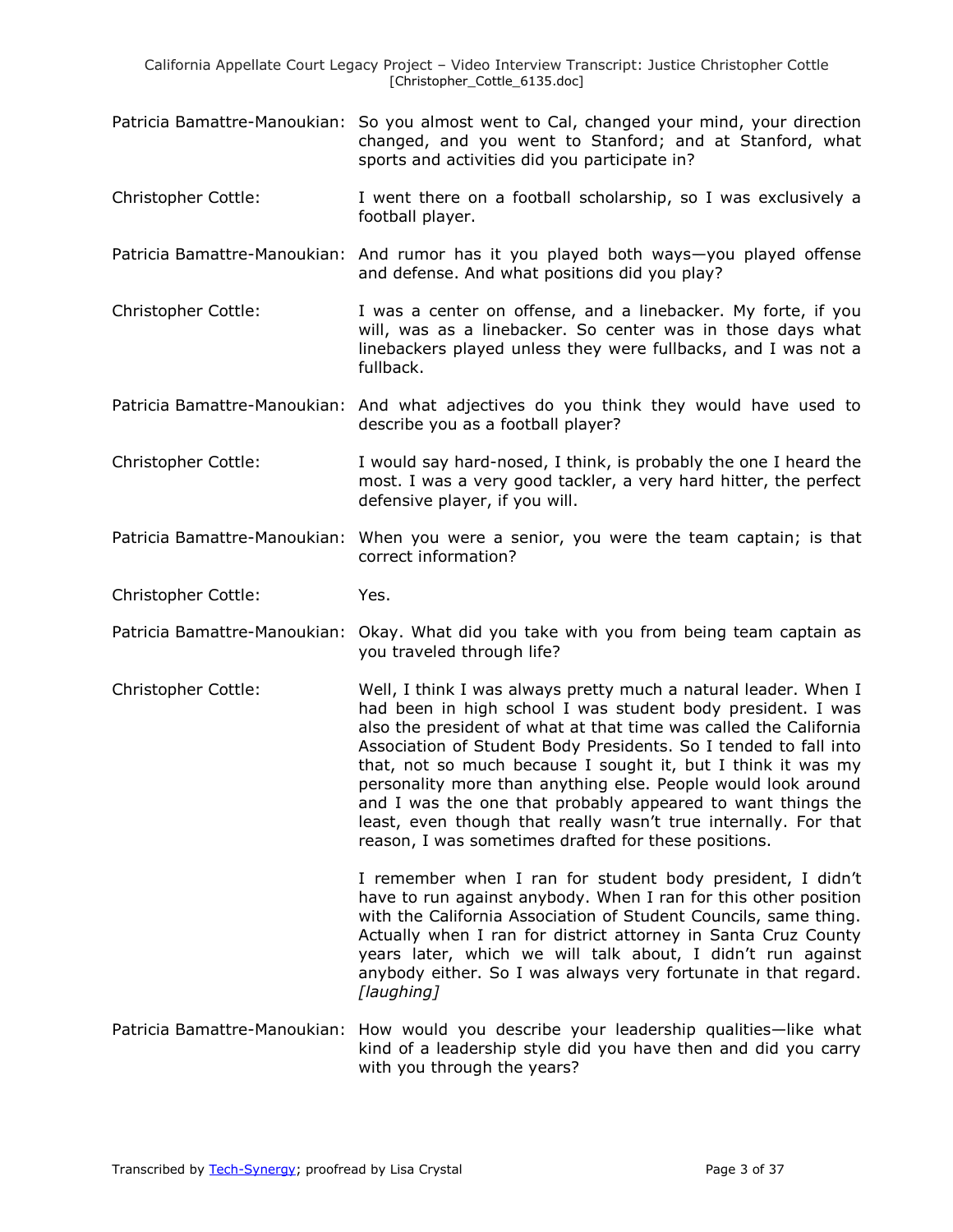Patricia Bamattre-Manoukian: So you almost went to Cal, changed your mind, your direction changed, and you went to Stanford; and at Stanford, what sports and activities did you participate in?

Christopher Cottle: I went there on a football scholarship, so I was exclusively a football player.

Patricia Bamattre-Manoukian: And rumor has it you played both ways—you played offense and defense. And what positions did you play?

Christopher Cottle: I was a center on offense, and a linebacker. My forte, if you will, was as a linebacker. So center was in those days what linebackers played unless they were fullbacks, and I was not a fullback.

Patricia Bamattre-Manoukian: And what adjectives do you think they would have used to describe you as a football player?

Christopher Cottle: I would say hard-nosed, I think, is probably the one I heard the most. I was a very good tackler, a very hard hitter, the perfect defensive player, if you will.

Patricia Bamattre-Manoukian: When you were a senior, you were the team captain; is that correct information?

Christopher Cottle: Yes.

Patricia Bamattre-Manoukian: Okay. What did you take with you from being team captain as you traveled through life?

Christopher Cottle: Well, I think I was always pretty much a natural leader. When I had been in high school I was student body president. I was also the president of what at that time was called the California Association of Student Body Presidents. So I tended to fall into that, not so much because I sought it, but I think it was my personality more than anything else. People would look around and I was the one that probably appeared to want things the least, even though that really wasn't true internally. For that reason, I was sometimes drafted for these positions.

I remember when I ran for student body president, I didn't have to run against anybody. When I ran for this other position with the California Association of Student Councils, same thing. Actually when I ran for district attorney in Santa Cruz County years later, which we will talk about, I didn't run against anybody either. So I was always very fortunate in that regard. *[laughing]*

Patricia Bamattre-Manoukian: How would you describe your leadership qualities—like what kind of a leadership style did you have then and did you carry with you through the years?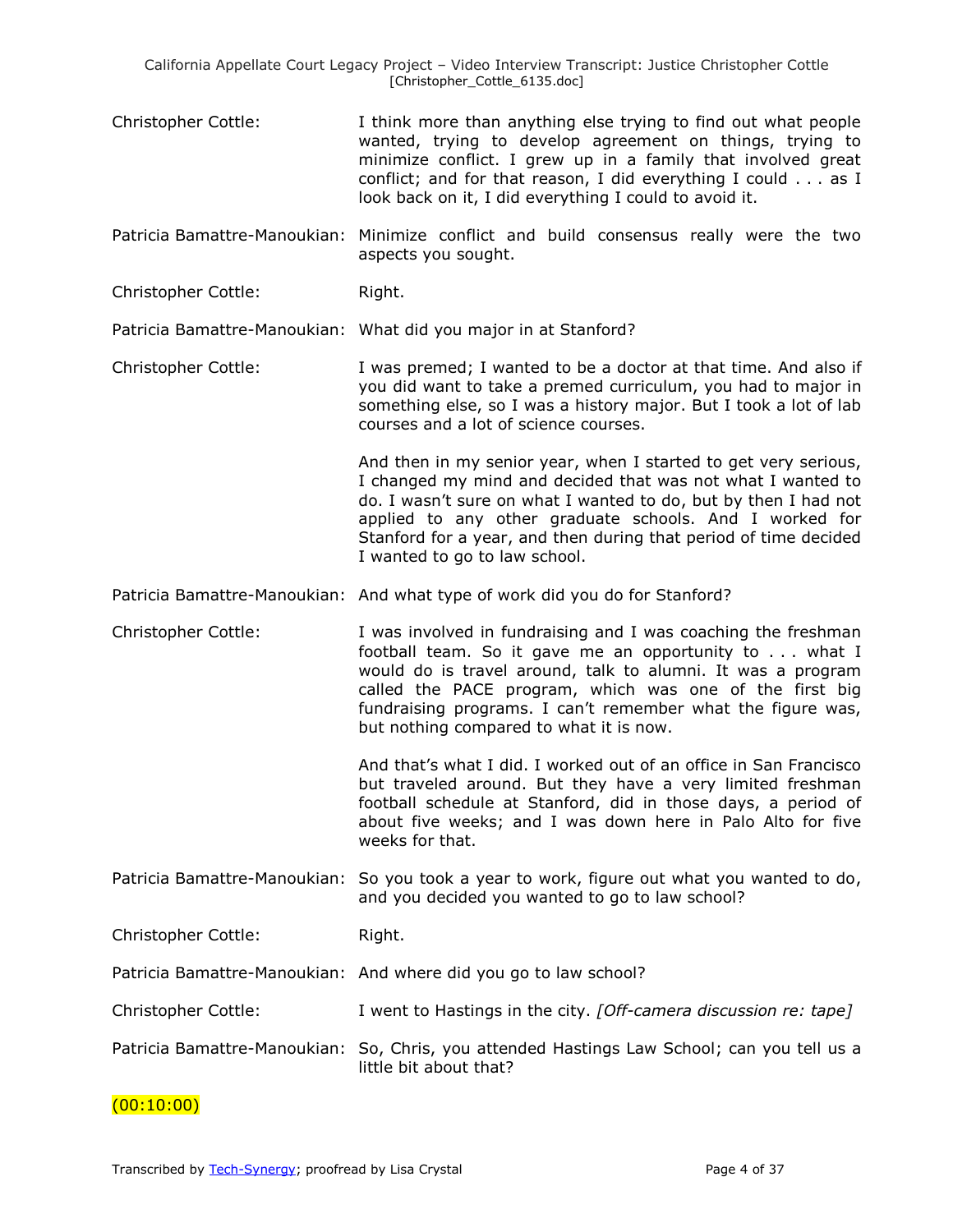Christopher Cottle: I think more than anything else trying to find out what people wanted, trying to develop agreement on things, trying to minimize conflict. I grew up in a family that involved great conflict; and for that reason, I did everything I could . . . as I look back on it, I did everything I could to avoid it.

Patricia Bamattre-Manoukian: Minimize conflict and build consensus really were the two aspects you sought.

Christopher Cottle: Right.

Patricia Bamattre-Manoukian: What did you major in at Stanford?

Christopher Cottle: I was premed; I wanted to be a doctor at that time. And also if you did want to take a premed curriculum, you had to major in something else, so I was a history major. But I took a lot of lab courses and a lot of science courses.

And then in my senior year, when I started to get very serious, I changed my mind and decided that was not what I wanted to do. I wasn't sure on what I wanted to do, but by then I had not applied to any other graduate schools. And I worked for Stanford for a year, and then during that period of time decided I wanted to go to law school.

Patricia Bamattre-Manoukian: And what type of work did you do for Stanford?

Christopher Cottle: I was involved in fundraising and I was coaching the freshman football team. So it gave me an opportunity to . . . what I would do is travel around, talk to alumni. It was a program called the PACE program, which was one of the first big fundraising programs. I can't remember what the figure was, but nothing compared to what it is now.

And that's what I did. I worked out of an office in San Francisco but traveled around. But they have a very limited freshman football schedule at Stanford, did in those days, a period of about five weeks; and I was down here in Palo Alto for five weeks for that.

Patricia Bamattre-Manoukian: So you took a year to work, figure out what you wanted to do, and you decided you wanted to go to law school?

Christopher Cottle: Right.

Patricia Bamattre-Manoukian: And where did you go to law school?

Christopher Cottle: I went to Hastings in the city. *[Off-camera discussion re: tape]*

Patricia Bamattre-Manoukian: So, Chris, you attended Hastings Law School; can you tell us a little bit about that?

(00:10:00)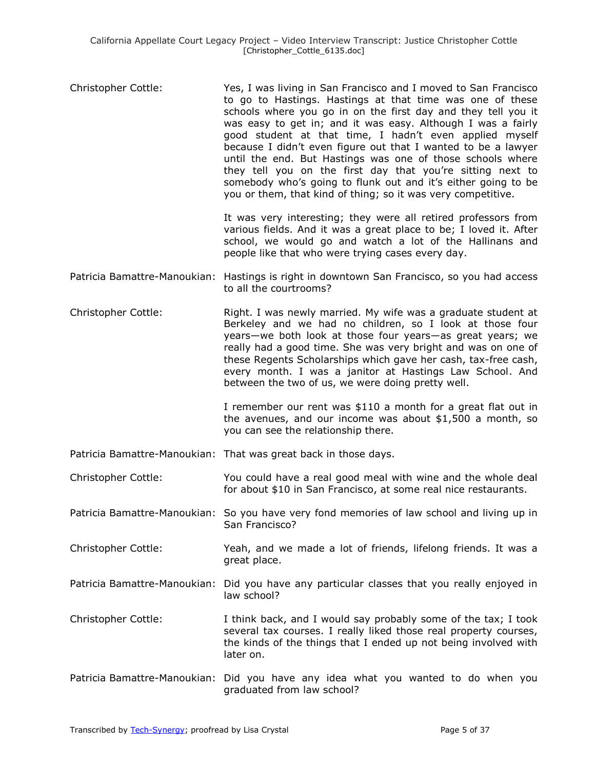**Christopher Cottle:** Yes, I was living in San Francisco and I moved to San Francisco to go to Hastings. Hastings at that time was one of these schools where you go in on the first day and they tell you it was easy to get in; and it was easy. Although I was a fairly good student at that time, I hadn't even applied myself because I didn't even figure out that I wanted to be a lawyer until the end. But Hastings was one of those schools where they tell you on the first day that you're sitting next to somebody who's going to flunk out and it's either going to be you or them, that kind of thing; so it was very competitive.

It was very interesting; they were all retired professors from various fields. And it was a great place to be; I loved it. After school, we would go and watch a lot of the Hallinans and people like that who were trying cases every day.

**Patricia Bamattre-Manoukian:** Hastings is right in downtown San Francisco, so you had access to all the courtrooms?

**Christopher Cottle:** Right. I was newly married. My wife was a graduate student at Berkeley and we had no children, so I look at those four years—we both look at those four years—as great years; we really had a good time. She was very bright and was on one of these Regents Scholarships which gave her cash, tax-free cash, every month. I was a janitor at Hastings Law School. And between the two of us, we were doing pretty well.

I remember our rent was $110 a month for a great flat out in the avenues, and our income was about $1,500 a month, so you can see the relationship there.

**Patricia Bamattre-Manoukian:** That was great back in those days.

**Christopher Cottle:** You could have a real good meal with wine and the whole deal for about $10 in San Francisco, at some real nice restaurants.

**Patricia Bamattre-Manoukian:** So you have very fond memories of law school and living up in San Francisco?

**Christopher Cottle:** Yeah, and we made a lot of friends, lifelong friends. It was a great place.

**Patricia Bamattre-Manoukian:** Did you have any particular classes that you really enjoyed in law school?

**Christopher Cottle:** I think back, and I would say probably some of the tax; I took several tax courses. I really liked those real property courses, the kinds of the things that I ended up not being involved with later on.

**Patricia Bamattre-Manoukian:** Did you have any idea what you wanted to do when you graduated from law school?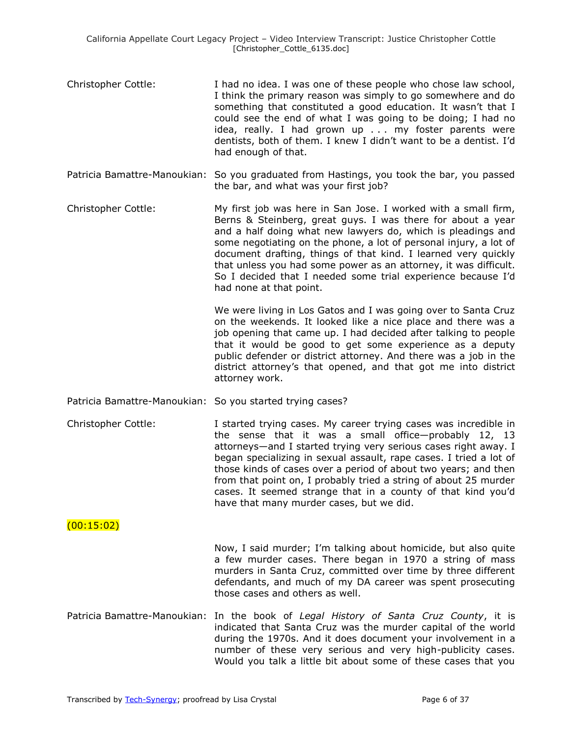Christopher Cottle: I had no idea. I was one of these people who chose law school, I think the primary reason was simply to go somewhere and do something that constituted a good education. It wasn't that I could see the end of what I was going to be doing; I had no idea, really. I had grown up . . . my foster parents were dentists, both of them. I knew I didn't want to be a dentist. I'd had enough of that.

Patricia Bamattre-Manoukian: So you graduated from Hastings, you took the bar, you passed the bar, and what was your first job?

Christopher Cottle: My first job was here in San Jose. I worked with a small firm, Berns & Steinberg, great guys. I was there for about a year and a half doing what new lawyers do, which is pleadings and some negotiating on the phone, a lot of personal injury, a lot of document drafting, things of that kind. I learned very quickly that unless you had some power as an attorney, it was difficult. So I decided that I needed some trial experience because I'd had none at that point.

We were living in Los Gatos and I was going over to Santa Cruz on the weekends. It looked like a nice place and there was a job opening that came up. I had decided after talking to people that it would be good to get some experience as a deputy public defender or district attorney. And there was a job in the district attorney's that opened, and that got me into district attorney work.

Patricia Bamattre-Manoukian: So you started trying cases?

Christopher Cottle: I started trying cases. My career trying cases was incredible in the sense that it was a small office—probably 12, 13 attorneys—and I started trying very serious cases right away. I began specializing in sexual assault, rape cases. I tried a lot of those kinds of cases over a period of about two years; and then from that point on, I probably tried a string of about 25 murder cases. It seemed strange that in a county of that kind you'd have that many murder cases, but we did.

(00:15:02)

Now, I said murder; I'm talking about homicide, but also quite a few murder cases. There began in 1970 a string of mass murders in Santa Cruz, committed over time by three different defendants, and much of my DA career was spent prosecuting those cases and others as well.

Patricia Bamattre-Manoukian: In the book of *Legal History of Santa Cruz County*, it is indicated that Santa Cruz was the murder capital of the world during the 1970s. And it does document your involvement in a number of these very serious and very high-publicity cases. Would you talk a little bit about some of these cases that you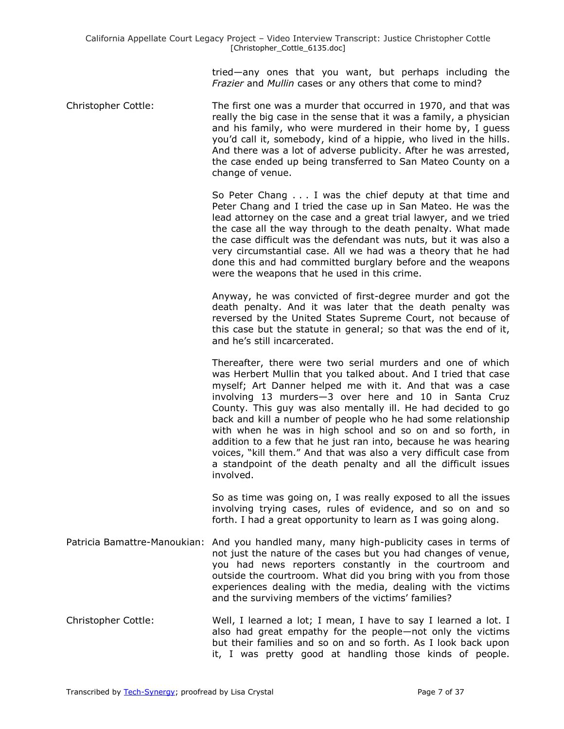tried—any ones that you want, but perhaps including the *Frazier* and *Mullin* cases or any others that come to mind?

Christopher Cottle: The first one was a murder that occurred in 1970, and that was really the big case in the sense that it was a family, a physician and his family, who were murdered in their home by, I guess you'd call it, somebody, kind of a hippie, who lived in the hills. And there was a lot of adverse publicity. After he was arrested, the case ended up being transferred to San Mateo County on a change of venue.

So Peter Chang . . . I was the chief deputy at that time and Peter Chang and I tried the case up in San Mateo. He was the lead attorney on the case and a great trial lawyer, and we tried the case all the way through to the death penalty. What made the case difficult was the defendant was nuts, but it was also a very circumstantial case. All we had was a theory that he had done this and had committed burglary before and the weapons were the weapons that he used in this crime.

Anyway, he was convicted of first-degree murder and got the death penalty. And it was later that the death penalty was reversed by the United States Supreme Court, not because of this case but the statute in general; so that was the end of it, and he's still incarcerated.

Thereafter, there were two serial murders and one of which was Herbert Mullin that you talked about. And I tried that case myself; Art Danner helped me with it. And that was a case involving 13 murders—3 over here and 10 in Santa Cruz County. This guy was also mentally ill. He had decided to go back and kill a number of people who he had some relationship with when he was in high school and so on and so forth, in addition to a few that he just ran into, because he was hearing voices, "kill them." And that was also a very difficult case from a standpoint of the death penalty and all the difficult issues involved.

So as time was going on, I was really exposed to all the issues involving trying cases, rules of evidence, and so on and so forth. I had a great opportunity to learn as I was going along.

Patricia Bamattre-Manoukian: And you handled many, many high-publicity cases in terms of not just the nature of the cases but you had changes of venue, you had news reporters constantly in the courtroom and outside the courtroom. What did you bring with you from those experiences dealing with the media, dealing with the victims and the surviving members of the victims' families?

Christopher Cottle: Well, I learned a lot; I mean, I have to say I learned a lot. I also had great empathy for the people—not only the victims but their families and so on and so forth. As I look back upon it, I was pretty good at handling those kinds of people.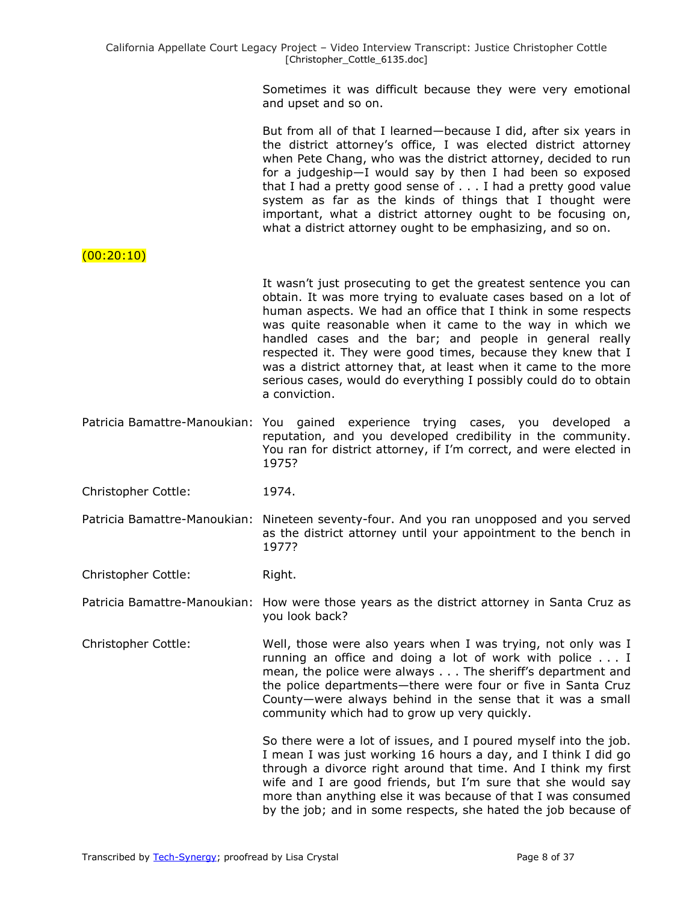Sometimes it was difficult because they were very emotional and upset and so on.

But from all of that I learned—because I did, after six years in the district attorney's office, I was elected district attorney when Pete Chang, who was the district attorney, decided to run for a judgeship—I would say by then I had been so exposed that I had a pretty good sense of . . . I had a pretty good value system as far as the kinds of things that I thought were important, what a district attorney ought to be focusing on, what a district attorney ought to be emphasizing, and so on.

(00:20:10)

It wasn't just prosecuting to get the greatest sentence you can obtain. It was more trying to evaluate cases based on a lot of human aspects. We had an office that I think in some respects was quite reasonable when it came to the way in which we handled cases and the bar; and people in general really respected it. They were good times, because they knew that I was a district attorney that, at least when it came to the more serious cases, would do everything I possibly could do to obtain a conviction.

Patricia Bamattre-Manoukian: You gained experience trying cases, you developed a reputation, and you developed credibility in the community. You ran for district attorney, if I'm correct, and were elected in 1975?

Christopher Cottle: 1974.

Patricia Bamattre-Manoukian: Nineteen seventy-four. And you ran unopposed and you served as the district attorney until your appointment to the bench in 1977?

Christopher Cottle: Right.

Patricia Bamattre-Manoukian: How were those years as the district attorney in Santa Cruz as you look back?

Christopher Cottle: Well, those were also years when I was trying, not only was I running an office and doing a lot of work with police . . . I mean, the police were always . . . The sheriff's department and the police departments—there were four or five in Santa Cruz County—were always behind in the sense that it was a small community which had to grow up very quickly.

So there were a lot of issues, and I poured myself into the job. I mean I was just working 16 hours a day, and I think I did go through a divorce right around that time. And I think my first wife and I are good friends, but I'm sure that she would say more than anything else it was because of that I was consumed by the job; and in some respects, she hated the job because of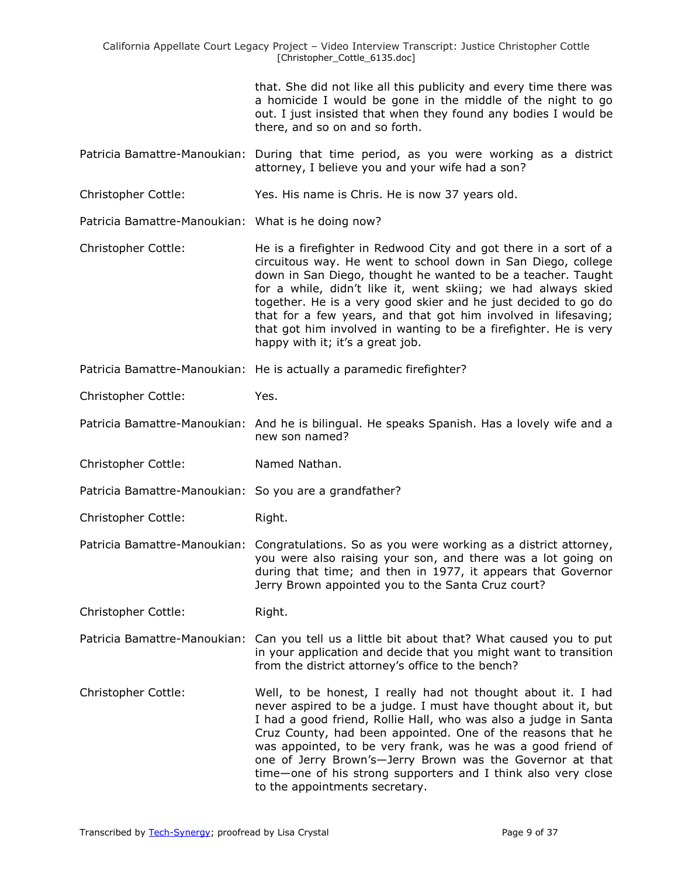that. She did not like all this publicity and every time there was a homicide I would be gone in the middle of the night to go out. I just insisted that when they found any bodies I would be there, and so on and so forth.

Patricia Bamattre-Manoukian: During that time period, as you were working as a district attorney, I believe you and your wife had a son?

Christopher Cottle: Yes. His name is Chris. He is now 37 years old.

Patricia Bamattre-Manoukian: What is he doing now?

Christopher Cottle: He is a firefighter in Redwood City and got there in a sort of a circuitous way. He went to school down in San Diego, college down in San Diego, thought he wanted to be a teacher. Taught for a while, didn't like it, went skiing; we had always skied together. He is a very good skier and he just decided to go do that for a few years, and that got him involved in lifesaving; that got him involved in wanting to be a firefighter. He is very happy with it; it's a great job.

Patricia Bamattre-Manoukian: He is actually a paramedic firefighter?

Christopher Cottle: Yes.

Patricia Bamattre-Manoukian: And he is bilingual. He speaks Spanish. Has a lovely wife and a new son named?

Christopher Cottle: Named Nathan.

Patricia Bamattre-Manoukian: So you are a grandfather?

Christopher Cottle: Right.

Patricia Bamattre-Manoukian: Congratulations. So as you were working as a district attorney, you were also raising your son, and there was a lot going on during that time; and then in 1977, it appears that Governor Jerry Brown appointed you to the Santa Cruz court?

Christopher Cottle: Right.

Patricia Bamattre-Manoukian: Can you tell us a little bit about that? What caused you to put in your application and decide that you might want to transition from the district attorney's office to the bench?

Christopher Cottle: Well, to be honest, I really had not thought about it. I had never aspired to be a judge. I must have thought about it, but I had a good friend, Rollie Hall, who was also a judge in Santa Cruz County, had been appointed. One of the reasons that he was appointed, to be very frank, was he was a good friend of one of Jerry Brown's—Jerry Brown was the Governor at that time—one of his strong supporters and I think also very close to the appointments secretary.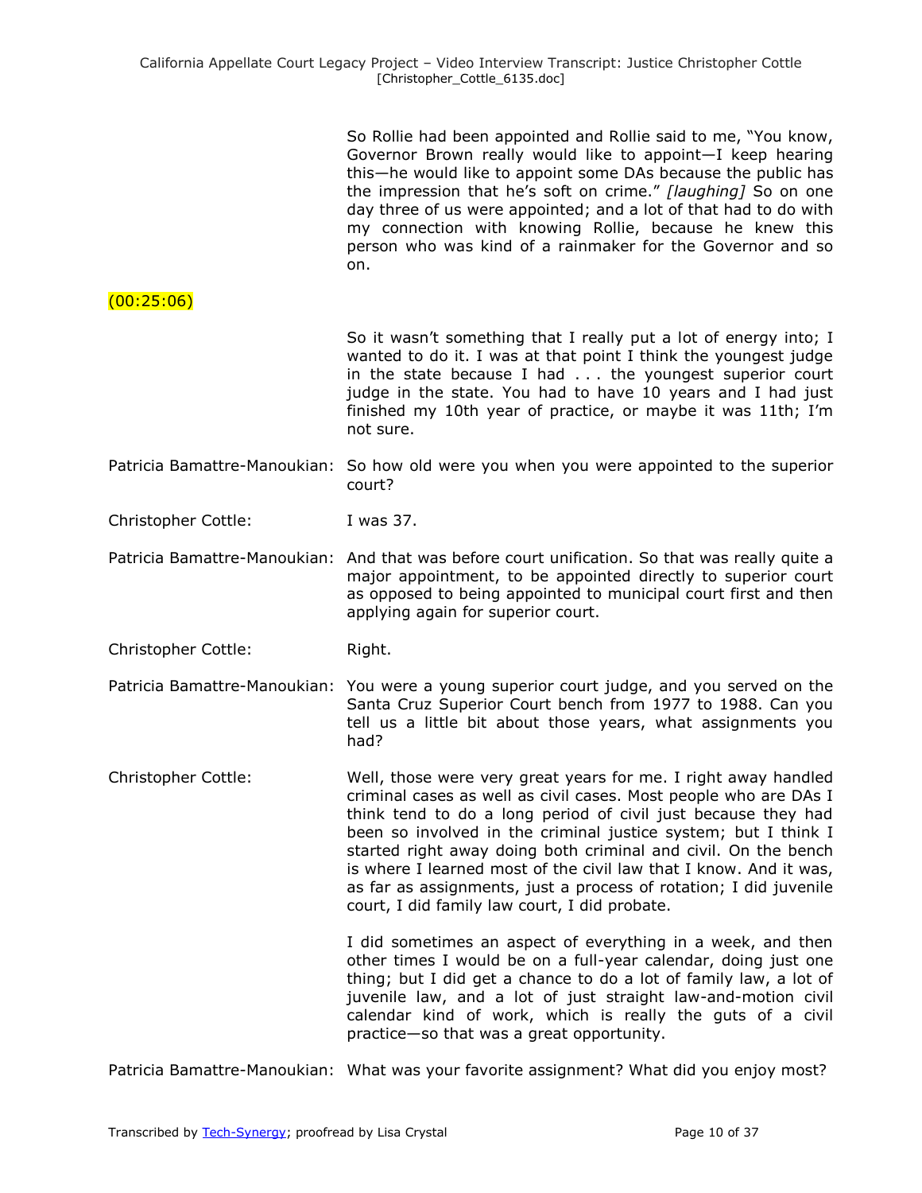So Rollie had been appointed and Rollie said to me, "You know, Governor Brown really would like to appoint—I keep hearing this—he would like to appoint some DAs because the public has the impression that he's soft on crime." *[laughing]* So on one day three of us were appointed; and a lot of that had to do with my connection with knowing Rollie, because he knew this person who was kind of a rainmaker for the Governor and so on.

(00:25:06)

So it wasn't something that I really put a lot of energy into; I wanted to do it. I was at that point I think the youngest judge in the state because I had . . . the youngest superior court judge in the state. You had to have 10 years and I had just finished my 10th year of practice, or maybe it was 11th; I'm not sure.

Patricia Bamattre-Manoukian: So how old were you when you were appointed to the superior court?

Christopher Cottle: I was 37.

Patricia Bamattre-Manoukian: And that was before court unification. So that was really quite a major appointment, to be appointed directly to superior court as opposed to being appointed to municipal court first and then applying again for superior court.

Christopher Cottle: Right.

Patricia Bamattre-Manoukian: You were a young superior court judge, and you served on the Santa Cruz Superior Court bench from 1977 to 1988. Can you tell us a little bit about those years, what assignments you had?

Christopher Cottle: Well, those were very great years for me. I right away handled criminal cases as well as civil cases. Most people who are DAs I think tend to do a long period of civil just because they had been so involved in the criminal justice system; but I think I started right away doing both criminal and civil. On the bench is where I learned most of the civil law that I know. And it was, as far as assignments, just a process of rotation; I did juvenile court, I did family law court, I did probate.

I did sometimes an aspect of everything in a week, and then other times I would be on a full-year calendar, doing just one thing; but I did get a chance to do a lot of family law, a lot of juvenile law, and a lot of just straight law-and-motion civil calendar kind of work, which is really the guts of a civil practice—so that was a great opportunity.

Patricia Bamattre-Manoukian: What was your favorite assignment? What did you enjoy most?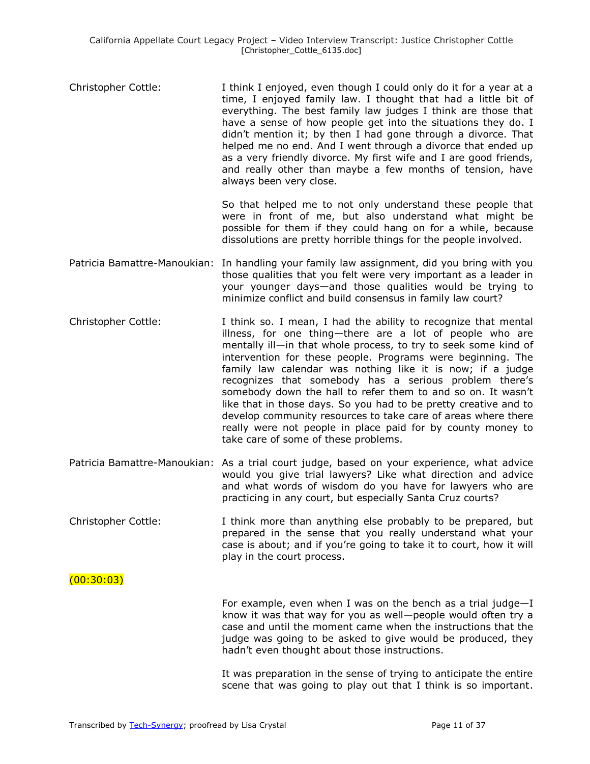Christopher Cottle: I think I enjoyed, even though I could only do it for a year at a time, I enjoyed family law. I thought that had a little bit of everything. The best family law judges I think are those that have a sense of how people get into the situations they do. I didn't mention it; by then I had gone through a divorce. That helped me no end. And I went through a divorce that ended up as a very friendly divorce. My first wife and I are good friends, and really other than maybe a few months of tension, have always been very close.

So that helped me to not only understand these people that were in front of me, but also understand what might be possible for them if they could hang on for a while, because dissolutions are pretty horrible things for the people involved.

Patricia Bamattre-Manoukian: In handling your family law assignment, did you bring with you those qualities that you felt were very important as a leader in your younger days—and those qualities would be trying to minimize conflict and build consensus in family law court?

Christopher Cottle: I think so. I mean, I had the ability to recognize that mental illness, for one thing—there are a lot of people who are mentally ill—in that whole process, to try to seek some kind of intervention for these people. Programs were beginning. The family law calendar was nothing like it is now; if a judge recognizes that somebody has a serious problem there's somebody down the hall to refer them to and so on. It wasn't like that in those days. So you had to be pretty creative and to develop community resources to take care of areas where there really were not people in place paid for by county money to take care of some of these problems.

Patricia Bamattre-Manoukian: As a trial court judge, based on your experience, what advice would you give trial lawyers? Like what direction and advice and what words of wisdom do you have for lawyers who are practicing in any court, but especially Santa Cruz courts?

Christopher Cottle: I think more than anything else probably to be prepared, but prepared in the sense that you really understand what your case is about; and if you're going to take it to court, how it will play in the court process.

(00:30:03)

For example, even when I was on the bench as a trial judge—I know it was that way for you as well—people would often try a case and until the moment came when the instructions that the judge was going to be asked to give would be produced, they hadn't even thought about those instructions.

It was preparation in the sense of trying to anticipate the entire scene that was going to play out that I think is so important.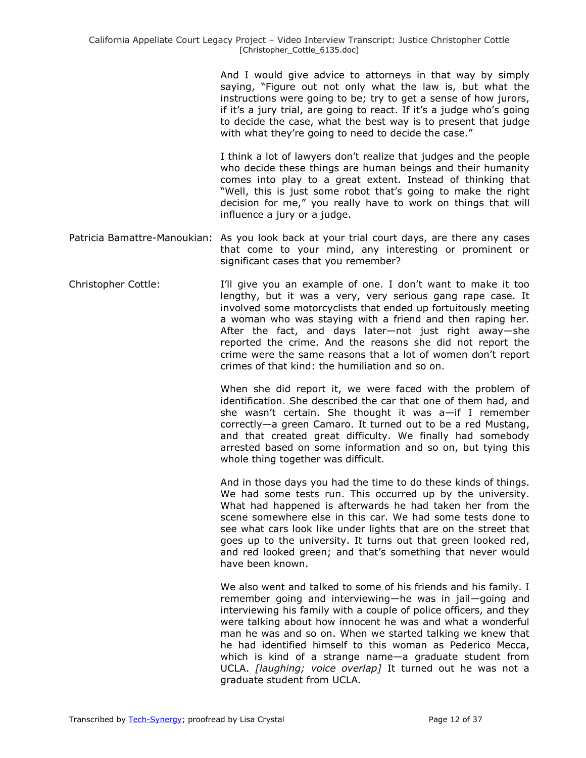And I would give advice to attorneys in that way by simply saying, "Figure out not only what the law is, but what the instructions were going to be; try to get a sense of how jurors, if it's a jury trial, are going to react. If it's a judge who's going to decide the case, what the best way is to present that judge with what they're going to need to decide the case."

I think a lot of lawyers don't realize that judges and the people who decide these things are human beings and their humanity comes into play to a great extent. Instead of thinking that "Well, this is just some robot that's going to make the right decision for me," you really have to work on things that will influence a jury or a judge.

**Patricia Bamattre-Manoukian:** As you look back at your trial court days, are there any cases that come to your mind, any interesting or prominent or significant cases that you remember?

**Christopher Cottle:** I'll give you an example of one. I don't want to make it too lengthy, but it was a very, very serious gang rape case. It involved some motorcyclists that ended up fortuitously meeting a woman who was staying with a friend and then raping her. After the fact, and days later—not just right away—she reported the crime. And the reasons she did not report the crime were the same reasons that a lot of women don't report crimes of that kind: the humiliation and so on.

When she did report it, we were faced with the problem of identification. She described the car that one of them had, and she wasn't certain. She thought it was a—if I remember correctly—a green Camaro. It turned out to be a red Mustang, and that created great difficulty. We finally had somebody arrested based on some information and so on, but tying this whole thing together was difficult.

And in those days you had the time to do these kinds of things. We had some tests run. This occurred up by the university. What had happened is afterwards he had taken her from the scene somewhere else in this car. We had some tests done to see what cars look like under lights that are on the street that goes up to the university. It turns out that green looked red, and red looked green; and that's something that never would have been known.

We also went and talked to some of his friends and his family. I remember going and interviewing—he was in jail—going and interviewing his family with a couple of police officers, and they were talking about how innocent he was and what a wonderful man he was and so on. When we started talking we knew that he had identified himself to this woman as Pederico Mecca, which is kind of a strange name—a graduate student from UCLA. *[laughing; voice overlap]* It turned out he was not a graduate student from UCLA.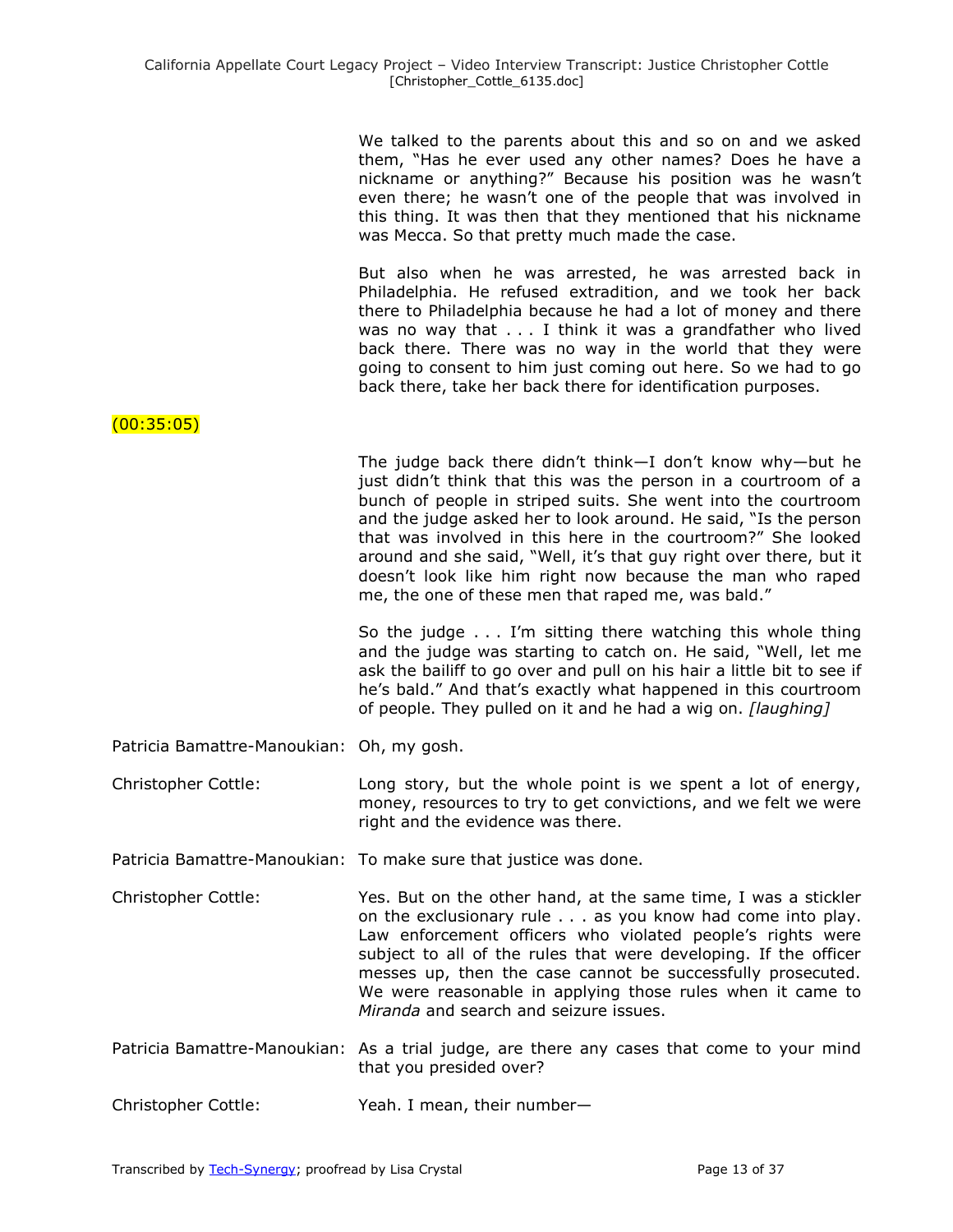We talked to the parents about this and so on and we asked them, "Has he ever used any other names? Does he have a nickname or anything?" Because his position was he wasn't even there; he wasn't one of the people that was involved in this thing. It was then that they mentioned that his nickname was Mecca. So that pretty much made the case.

But also when he was arrested, he was arrested back in Philadelphia. He refused extradition, and we took her back there to Philadelphia because he had a lot of money and there was no way that . . . I think it was a grandfather who lived back there. There was no way in the world that they were going to consent to him just coming out here. So we had to go back there, take her back there for identification purposes.

(00:35:05)

The judge back there didn't think—I don't know why—but he just didn't think that this was the person in a courtroom of a bunch of people in striped suits. She went into the courtroom and the judge asked her to look around. He said, "Is the person that was involved in this here in the courtroom?" She looked around and she said, "Well, it's that guy right over there, but it doesn't look like him right now because the man who raped me, the one of these men that raped me, was bald."

So the judge . . . I'm sitting there watching this whole thing and the judge was starting to catch on. He said, "Well, let me ask the bailiff to go over and pull on his hair a little bit to see if he's bald." And that's exactly what happened in this courtroom of people. They pulled on it and he had a wig on. *[laughing]*

Patricia Bamattre-Manoukian: Oh, my gosh.

Christopher Cottle: Long story, but the whole point is we spent a lot of energy, money, resources to try to get convictions, and we felt we were right and the evidence was there.

Patricia Bamattre-Manoukian: To make sure that justice was done.

Christopher Cottle: Yes. But on the other hand, at the same time, I was a stickler on the exclusionary rule . . . as you know had come into play. Law enforcement officers who violated people's rights were subject to all of the rules that were developing. If the officer messes up, then the case cannot be successfully prosecuted. We were reasonable in applying those rules when it came to *Miranda* and search and seizure issues.

Patricia Bamattre-Manoukian: As a trial judge, are there any cases that come to your mind that you presided over?

Christopher Cottle: Yeah. I mean, their number—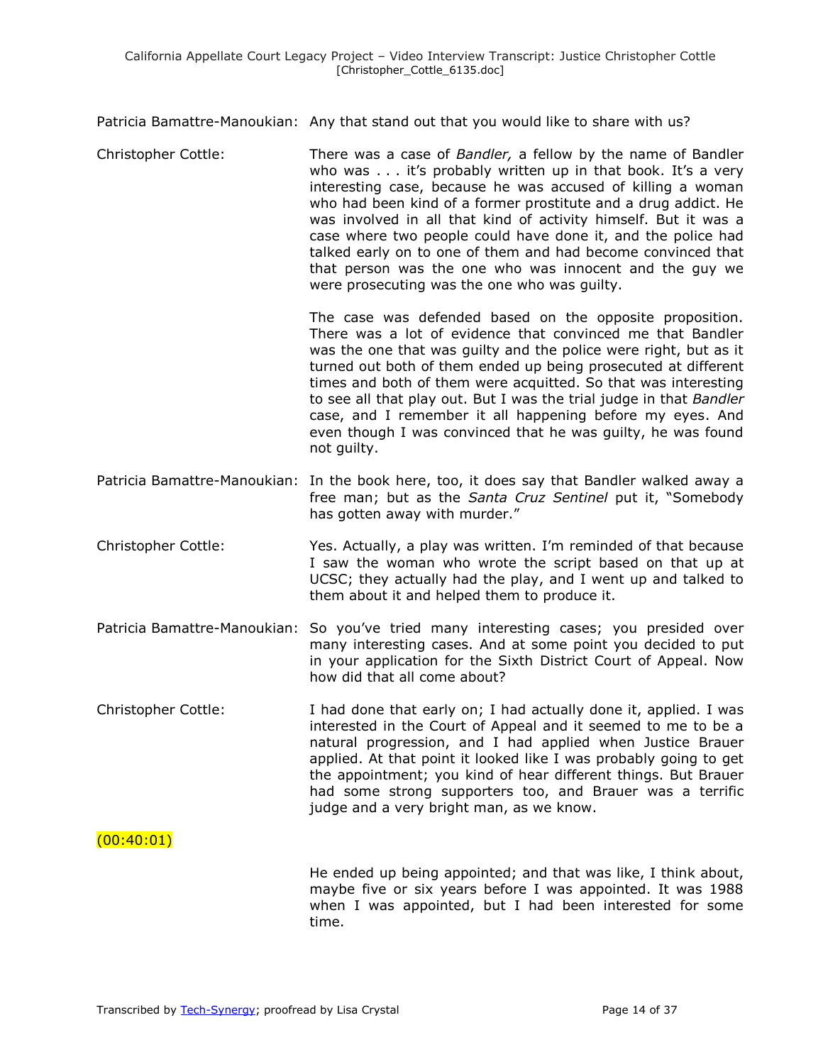Patricia Bamattre-Manoukian: Any that stand out that you would like to share with us?

Christopher Cottle: There was a case of *Bandler,* a fellow by the name of Bandler who was . . . it's probably written up in that book. It's a very interesting case, because he was accused of killing a woman who had been kind of a former prostitute and a drug addict. He was involved in all that kind of activity himself. But it was a case where two people could have done it, and the police had talked early on to one of them and had become convinced that that person was the one who was innocent and the guy we were prosecuting was the one who was guilty.

The case was defended based on the opposite proposition. There was a lot of evidence that convinced me that Bandler was the one that was guilty and the police were right, but as it turned out both of them ended up being prosecuted at different times and both of them were acquitted. So that was interesting to see all that play out. But I was the trial judge in that *Bandler* case, and I remember it all happening before my eyes. And even though I was convinced that he was guilty, he was found not guilty.

Patricia Bamattre-Manoukian: In the book here, too, it does say that Bandler walked away a free man; but as the *Santa Cruz Sentinel* put it, "Somebody has gotten away with murder."

Christopher Cottle: Yes. Actually, a play was written. I'm reminded of that because I saw the woman who wrote the script based on that up at UCSC; they actually had the play, and I went up and talked to them about it and helped them to produce it.

Patricia Bamattre-Manoukian: So you've tried many interesting cases; you presided over many interesting cases. And at some point you decided to put in your application for the Sixth District Court of Appeal. Now how did that all come about?

Christopher Cottle: I had done that early on; I had actually done it, applied. I was interested in the Court of Appeal and it seemed to me to be a natural progression, and I had applied when Justice Brauer applied. At that point it looked like I was probably going to get the appointment; you kind of hear different things. But Brauer had some strong supporters too, and Brauer was a terrific judge and a very bright man, as we know.

(00:40:01)

He ended up being appointed; and that was like, I think about, maybe five or six years before I was appointed. It was 1988 when I was appointed, but I had been interested for some time.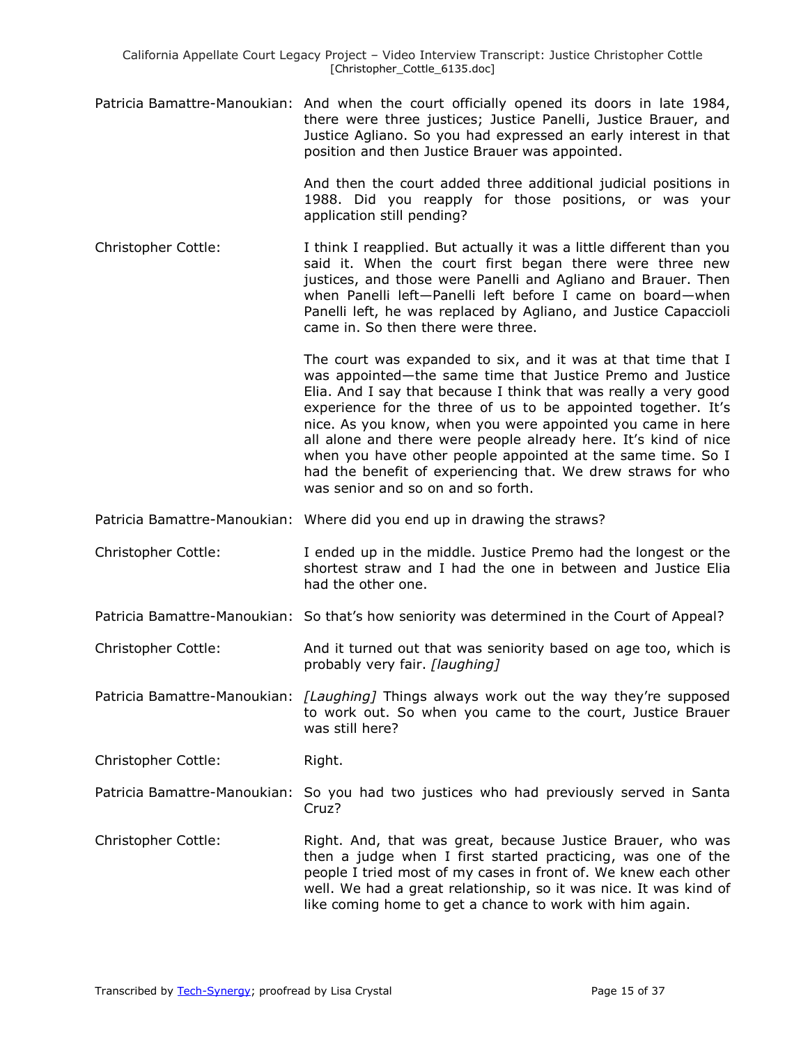Patricia Bamattre-Manoukian: And when the court officially opened its doors in late 1984, there were three justices; Justice Panelli, Justice Brauer, and Justice Agliano. So you had expressed an early interest in that position and then Justice Brauer was appointed.

And then the court added three additional judicial positions in 1988. Did you reapply for those positions, or was your application still pending?

Christopher Cottle: I think I reapplied. But actually it was a little different than you said it. When the court first began there were three new justices, and those were Panelli and Agliano and Brauer. Then when Panelli left—Panelli left before I came on board—when Panelli left, he was replaced by Agliano, and Justice Capaccioli came in. So then there were three.

The court was expanded to six, and it was at that time that I was appointed—the same time that Justice Premo and Justice Elia. And I say that because I think that was really a very good experience for the three of us to be appointed together. It's nice. As you know, when you were appointed you came in here all alone and there were people already here. It's kind of nice when you have other people appointed at the same time. So I had the benefit of experiencing that. We drew straws for who was senior and so on and so forth.

Patricia Bamattre-Manoukian: Where did you end up in drawing the straws?

Christopher Cottle: I ended up in the middle. Justice Premo had the longest or the shortest straw and I had the one in between and Justice Elia had the other one.

Patricia Bamattre-Manoukian: So that's how seniority was determined in the Court of Appeal?

Christopher Cottle: And it turned out that was seniority based on age too, which is probably very fair. *[laughing]*

Patricia Bamattre-Manoukian: *[Laughing]* Things always work out the way they're supposed to work out. So when you came to the court, Justice Brauer was still here?

Christopher Cottle: Right.

Patricia Bamattre-Manoukian: So you had two justices who had previously served in Santa Cruz?

Christopher Cottle: Right. And, that was great, because Justice Brauer, who was then a judge when I first started practicing, was one of the people I tried most of my cases in front of. We knew each other well. We had a great relationship, so it was nice. It was kind of like coming home to get a chance to work with him again.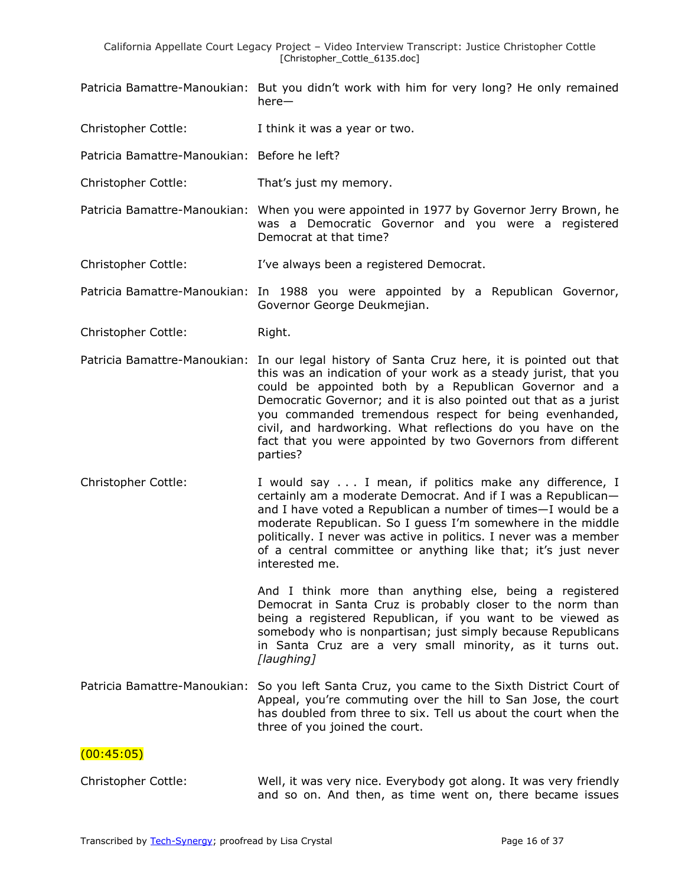Patricia Bamattre-Manoukian: But you didn't work with him for very long? He only remained here—

Christopher Cottle: I think it was a year or two.

Patricia Bamattre-Manoukian: Before he left?

Christopher Cottle: That's just my memory.

Patricia Bamattre-Manoukian: When you were appointed in 1977 by Governor Jerry Brown, he was a Democratic Governor and you were a registered Democrat at that time?

Christopher Cottle: I've always been a registered Democrat.

Patricia Bamattre-Manoukian: In 1988 you were appointed by a Republican Governor, Governor George Deukmejian.

Christopher Cottle: Right.

Patricia Bamattre-Manoukian: In our legal history of Santa Cruz here, it is pointed out that this was an indication of your work as a steady jurist, that you could be appointed both by a Republican Governor and a Democratic Governor; and it is also pointed out that as a jurist you commanded tremendous respect for being evenhanded, civil, and hardworking. What reflections do you have on the fact that you were appointed by two Governors from different parties?

Christopher Cottle: I would say . . . I mean, if politics make any difference, I certainly am a moderate Democrat. And if I was a Republican—and I have voted a Republican a number of times—I would be a moderate Republican. So I guess I'm somewhere in the middle politically. I never was active in politics. I never was a member of a central committee or anything like that; it's just never interested me.

And I think more than anything else, being a registered Democrat in Santa Cruz is probably closer to the norm than being a registered Republican, if you want to be viewed as somebody who is nonpartisan; just simply because Republicans in Santa Cruz are a very small minority, as it turns out. *[laughing]*

Patricia Bamattre-Manoukian: So you left Santa Cruz, you came to the Sixth District Court of Appeal, you're commuting over the hill to San Jose, the court has doubled from three to six. Tell us about the court when the three of you joined the court.

(00:45:05)

Christopher Cottle: Well, it was very nice. Everybody got along. It was very friendly and so on. And then, as time went on, there became issues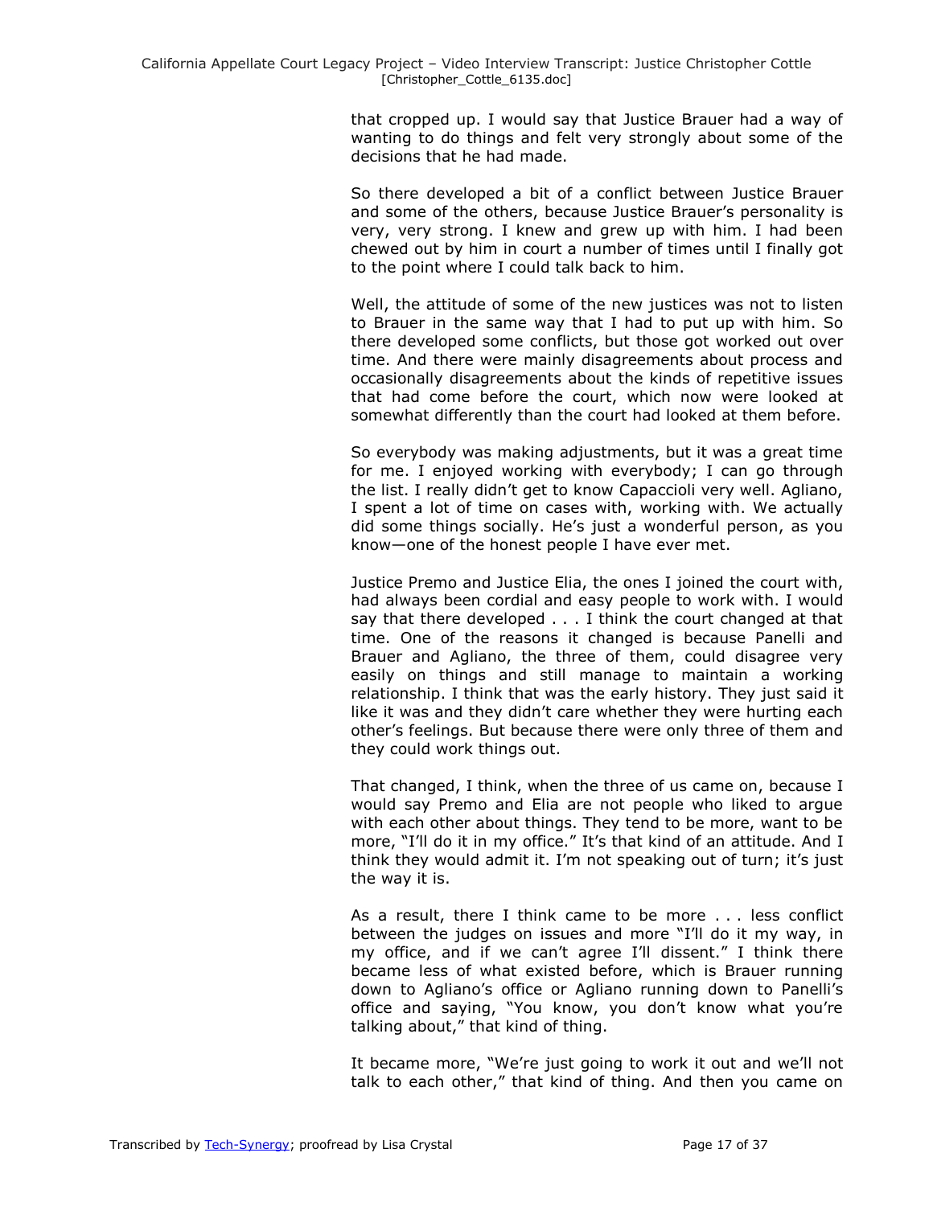that cropped up. I would say that Justice Brauer had a way of wanting to do things and felt very strongly about some of the decisions that he had made.

So there developed a bit of a conflict between Justice Brauer and some of the others, because Justice Brauer's personality is very, very strong. I knew and grew up with him. I had been chewed out by him in court a number of times until I finally got to the point where I could talk back to him.

Well, the attitude of some of the new justices was not to listen to Brauer in the same way that I had to put up with him. So there developed some conflicts, but those got worked out over time. And there were mainly disagreements about process and occasionally disagreements about the kinds of repetitive issues that had come before the court, which now were looked at somewhat differently than the court had looked at them before.

So everybody was making adjustments, but it was a great time for me. I enjoyed working with everybody; I can go through the list. I really didn't get to know Capaccioli very well. Agliano, I spent a lot of time on cases with, working with. We actually did some things socially. He's just a wonderful person, as you know—one of the honest people I have ever met.

Justice Premo and Justice Elia, the ones I joined the court with, had always been cordial and easy people to work with. I would say that there developed . . . I think the court changed at that time. One of the reasons it changed is because Panelli and Brauer and Agliano, the three of them, could disagree very easily on things and still manage to maintain a working relationship. I think that was the early history. They just said it like it was and they didn't care whether they were hurting each other's feelings. But because there were only three of them and they could work things out.

That changed, I think, when the three of us came on, because I would say Premo and Elia are not people who liked to argue with each other about things. They tend to be more, want to be more, "I'll do it in my office." It's that kind of an attitude. And I think they would admit it. I'm not speaking out of turn; it's just the way it is.

As a result, there I think came to be more . . . less conflict between the judges on issues and more "I'll do it my way, in my office, and if we can't agree I'll dissent." I think there became less of what existed before, which is Brauer running down to Agliano's office or Agliano running down to Panelli's office and saying, "You know, you don't know what you're talking about," that kind of thing.

It became more, "We're just going to work it out and we'll not talk to each other," that kind of thing. And then you came on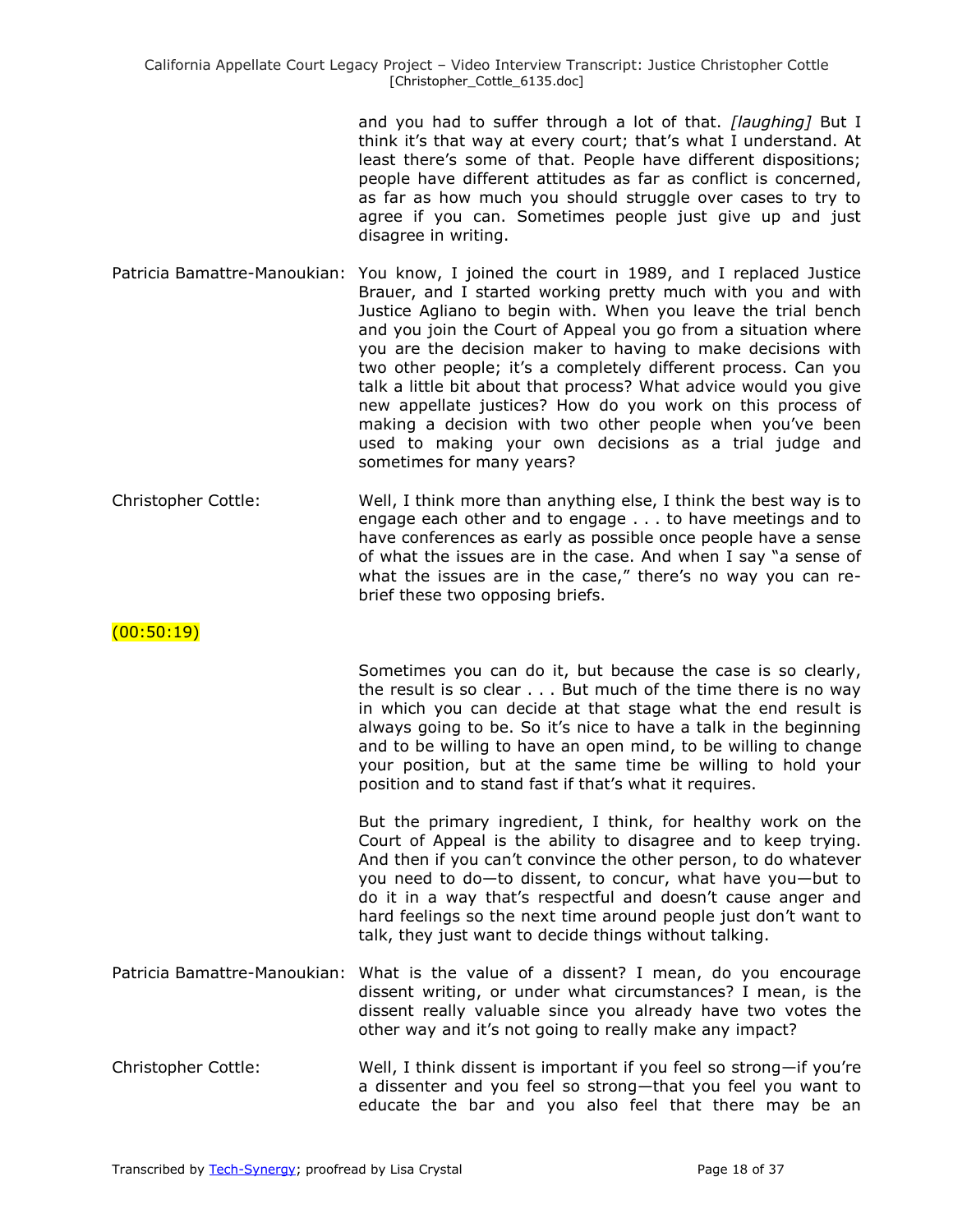and you had to suffer through a lot of that. *[laughing]* But I think it's that way at every court; that's what I understand. At least there's some of that. People have different dispositions; people have different attitudes as far as conflict is concerned, as far as how much you should struggle over cases to try to agree if you can. Sometimes people just give up and just disagree in writing.

Patricia Bamattre-Manoukian: You know, I joined the court in 1989, and I replaced Justice Brauer, and I started working pretty much with you and with Justice Agliano to begin with. When you leave the trial bench and you join the Court of Appeal you go from a situation where you are the decision maker to having to make decisions with two other people; it's a completely different process. Can you talk a little bit about that process? What advice would you give new appellate justices? How do you work on this process of making a decision with two other people when you've been used to making your own decisions as a trial judge and sometimes for many years?

Christopher Cottle: Well, I think more than anything else, I think the best way is to engage each other and to engage . . . to have meetings and to have conferences as early as possible once people have a sense of what the issues are in the case. And when I say "a sense of what the issues are in the case," there's no way you can re-brief these two opposing briefs.

(00:50:19)

Sometimes you can do it, but because the case is so clearly, the result is so clear . . . But much of the time there is no way in which you can decide at that stage what the end result is always going to be. So it's nice to have a talk in the beginning and to be willing to have an open mind, to be willing to change your position, but at the same time be willing to hold your position and to stand fast if that's what it requires.

But the primary ingredient, I think, for healthy work on the Court of Appeal is the ability to disagree and to keep trying. And then if you can't convince the other person, to do whatever you need to do—to dissent, to concur, what have you—but to do it in a way that's respectful and doesn't cause anger and hard feelings so the next time around people just don't want to talk, they just want to decide things without talking.

Patricia Bamattre-Manoukian: What is the value of a dissent? I mean, do you encourage dissent writing, or under what circumstances? I mean, is the dissent really valuable since you already have two votes the other way and it's not going to really make any impact?

Christopher Cottle: Well, I think dissent is important if you feel so strong—if you're a dissenter and you feel so strong—that you feel you want to educate the bar and you also feel that there may be an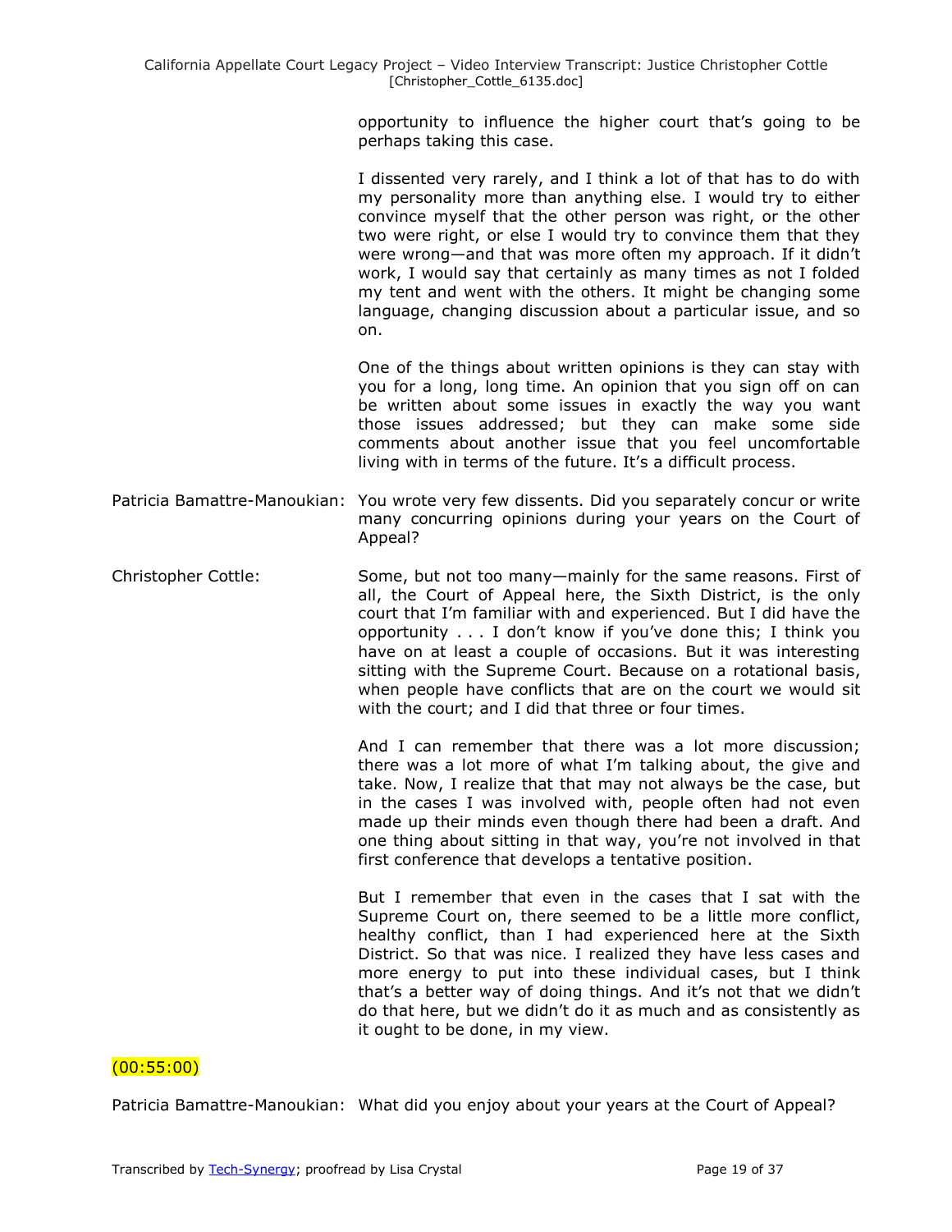opportunity to influence the higher court that's going to be perhaps taking this case.

I dissented very rarely, and I think a lot of that has to do with my personality more than anything else. I would try to either convince myself that the other person was right, or the other two were right, or else I would try to convince them that they were wrong—and that was more often my approach. If it didn't work, I would say that certainly as many times as not I folded my tent and went with the others. It might be changing some language, changing discussion about a particular issue, and so on.

One of the things about written opinions is they can stay with you for a long, long time. An opinion that you sign off on can be written about some issues in exactly the way you want those issues addressed; but they can make some side comments about another issue that you feel uncomfortable living with in terms of the future. It's a difficult process.

Patricia Bamattre-Manoukian: You wrote very few dissents. Did you separately concur or write many concurring opinions during your years on the Court of Appeal?

Christopher Cottle: Some, but not too many—mainly for the same reasons. First of all, the Court of Appeal here, the Sixth District, is the only court that I'm familiar with and experienced. But I did have the opportunity . . . I don't know if you've done this; I think you have on at least a couple of occasions. But it was interesting sitting with the Supreme Court. Because on a rotational basis, when people have conflicts that are on the court we would sit with the court; and I did that three or four times.

And I can remember that there was a lot more discussion; there was a lot more of what I'm talking about, the give and take. Now, I realize that that may not always be the case, but in the cases I was involved with, people often had not even made up their minds even though there had been a draft. And one thing about sitting in that way, you're not involved in that first conference that develops a tentative position.

But I remember that even in the cases that I sat with the Supreme Court on, there seemed to be a little more conflict, healthy conflict, than I had experienced here at the Sixth District. So that was nice. I realized they have less cases and more energy to put into these individual cases, but I think that's a better way of doing things. And it's not that we didn't do that here, but we didn't do it as much and as consistently as it ought to be done, in my view.

(00:55:00)

Patricia Bamattre-Manoukian: What did you enjoy about your years at the Court of Appeal?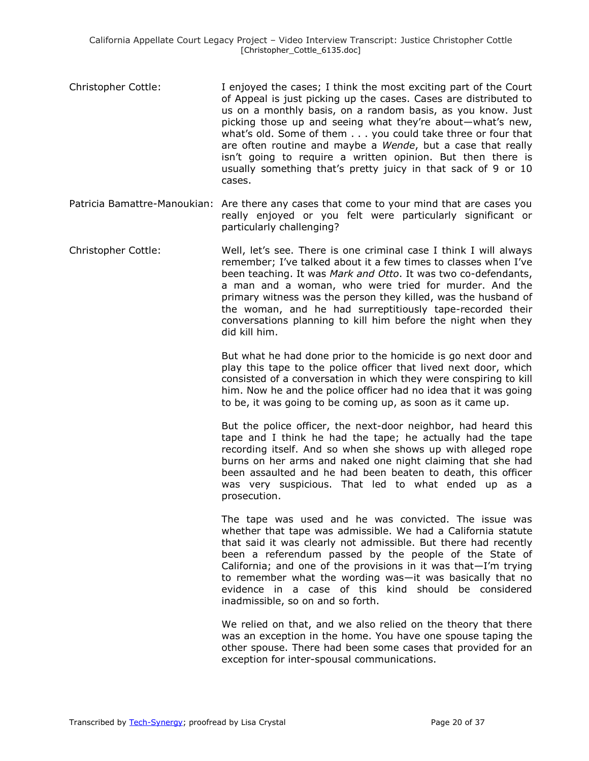Christopher Cottle: I enjoyed the cases; I think the most exciting part of the Court of Appeal is just picking up the cases. Cases are distributed to us on a monthly basis, on a random basis, as you know. Just picking those up and seeing what they're about—what's new, what's old. Some of them . . . you could take three or four that are often routine and maybe a *Wende*, but a case that really isn't going to require a written opinion. But then there is usually something that's pretty juicy in that sack of 9 or 10 cases.

Patricia Bamattre-Manoukian: Are there any cases that come to your mind that are cases you really enjoyed or you felt were particularly significant or particularly challenging?

Christopher Cottle: Well, let's see. There is one criminal case I think I will always remember; I've talked about it a few times to classes when I've been teaching. It was *Mark and Otto*. It was two co-defendants, a man and a woman, who were tried for murder. And the primary witness was the person they killed, was the husband of the woman, and he had surreptitiously tape-recorded their conversations planning to kill him before the night when they did kill him.

But what he had done prior to the homicide is go next door and play this tape to the police officer that lived next door, which consisted of a conversation in which they were conspiring to kill him. Now he and the police officer had no idea that it was going to be, it was going to be coming up, as soon as it came up.

But the police officer, the next-door neighbor, had heard this tape and I think he had the tape; he actually had the tape recording itself. And so when she shows up with alleged rope burns on her arms and naked one night claiming that she had been assaulted and he had been beaten to death, this officer was very suspicious. That led to what ended up as a prosecution.

The tape was used and he was convicted. The issue was whether that tape was admissible. We had a California statute that said it was clearly not admissible. But there had recently been a referendum passed by the people of the State of California; and one of the provisions in it was that—I'm trying to remember what the wording was—it was basically that no evidence in a case of this kind should be considered inadmissible, so on and so forth.

We relied on that, and we also relied on the theory that there was an exception in the home. You have one spouse taping the other spouse. There had been some cases that provided for an exception for inter-spousal communications.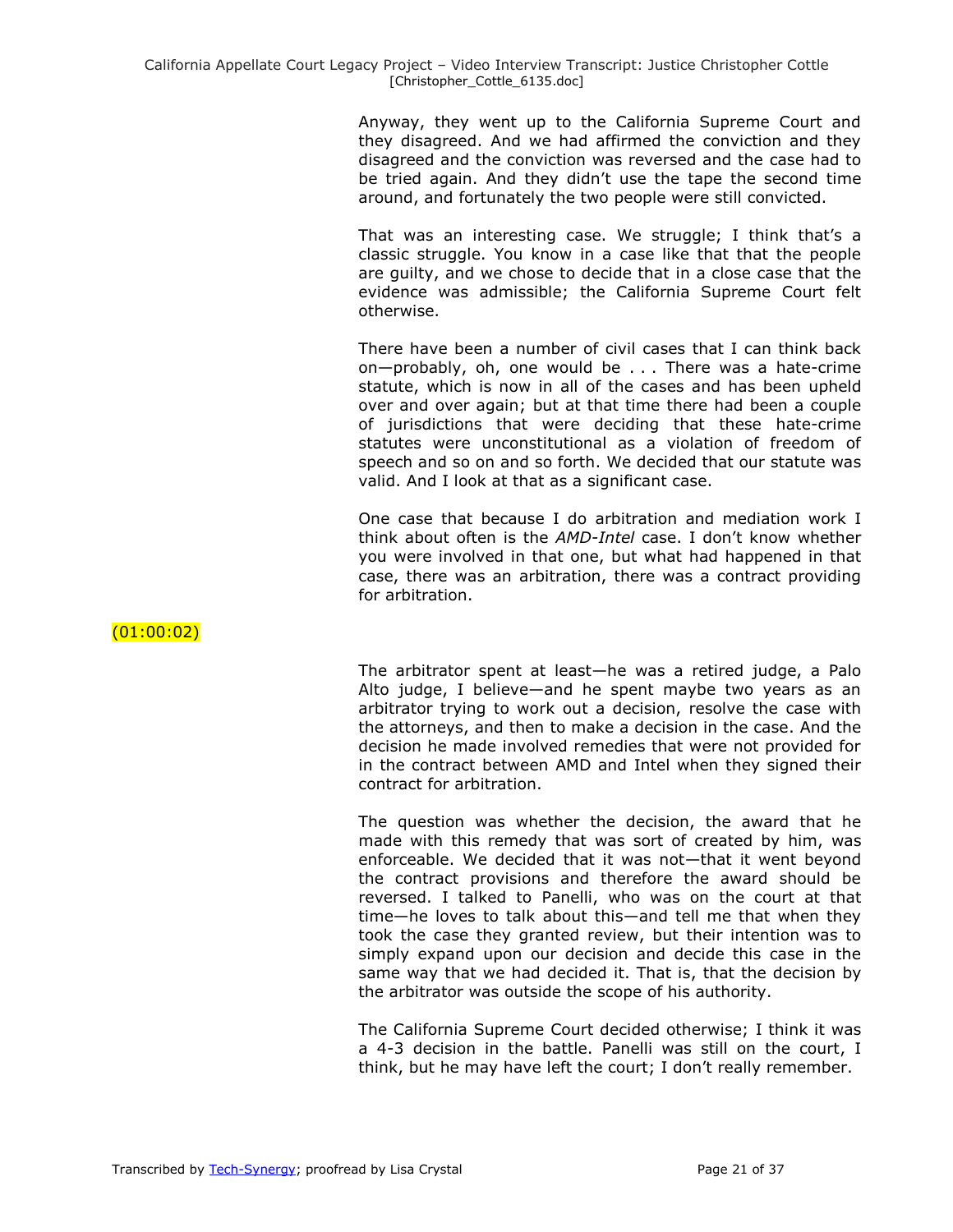Anyway, they went up to the California Supreme Court and they disagreed. And we had affirmed the conviction and they disagreed and the conviction was reversed and the case had to be tried again. And they didn't use the tape the second time around, and fortunately the two people were still convicted.

That was an interesting case. We struggle; I think that's a classic struggle. You know in a case like that that the people are guilty, and we chose to decide that in a close case that the evidence was admissible; the California Supreme Court felt otherwise.

There have been a number of civil cases that I can think back on—probably, oh, one would be . . . There was a hate-crime statute, which is now in all of the cases and has been upheld over and over again; but at that time there had been a couple of jurisdictions that were deciding that these hate-crime statutes were unconstitutional as a violation of freedom of speech and so on and so forth. We decided that our statute was valid. And I look at that as a significant case.

One case that because I do arbitration and mediation work I think about often is the *AMD-Intel* case. I don't know whether you were involved in that one, but what had happened in that case, there was an arbitration, there was a contract providing for arbitration.

(01:00:02)

The arbitrator spent at least—he was a retired judge, a Palo Alto judge, I believe—and he spent maybe two years as an arbitrator trying to work out a decision, resolve the case with the attorneys, and then to make a decision in the case. And the decision he made involved remedies that were not provided for in the contract between AMD and Intel when they signed their contract for arbitration.

The question was whether the decision, the award that he made with this remedy that was sort of created by him, was enforceable. We decided that it was not—that it went beyond the contract provisions and therefore the award should be reversed. I talked to Panelli, who was on the court at that time—he loves to talk about this—and tell me that when they took the case they granted review, but their intention was to simply expand upon our decision and decide this case in the same way that we had decided it. That is, that the decision by the arbitrator was outside the scope of his authority.

The California Supreme Court decided otherwise; I think it was a 4-3 decision in the battle. Panelli was still on the court, I think, but he may have left the court; I don't really remember.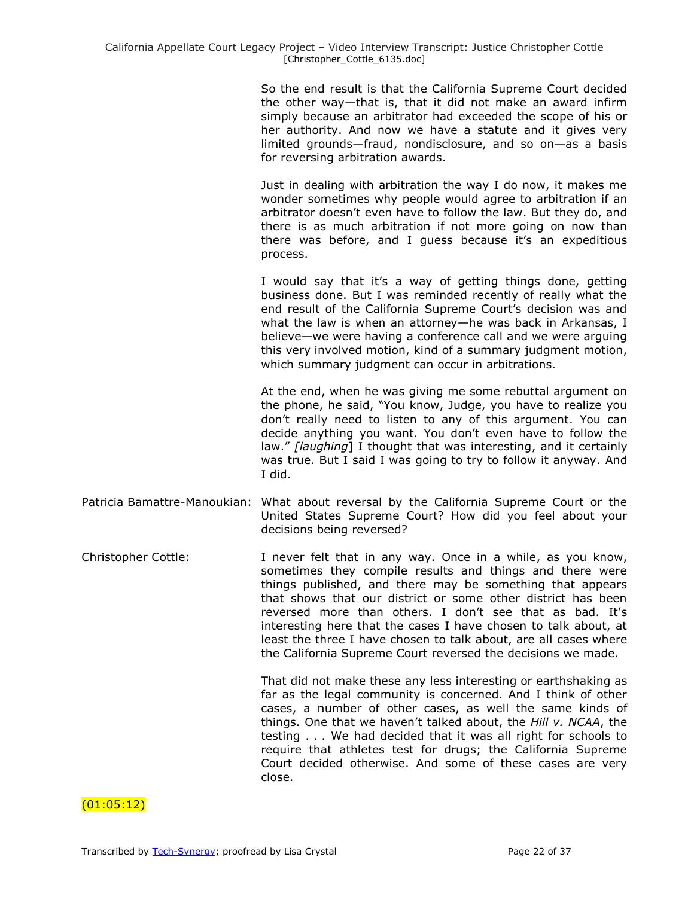So the end result is that the California Supreme Court decided the other way—that is, that it did not make an award infirm simply because an arbitrator had exceeded the scope of his or her authority. And now we have a statute and it gives very limited grounds—fraud, nondisclosure, and so on—as a basis for reversing arbitration awards.

Just in dealing with arbitration the way I do now, it makes me wonder sometimes why people would agree to arbitration if an arbitrator doesn't even have to follow the law. But they do, and there is as much arbitration if not more going on now than there was before, and I guess because it's an expeditious process.

I would say that it's a way of getting things done, getting business done. But I was reminded recently of really what the end result of the California Supreme Court's decision was and what the law is when an attorney—he was back in Arkansas, I believe—we were having a conference call and we were arguing this very involved motion, kind of a summary judgment motion, which summary judgment can occur in arbitrations.

At the end, when he was giving me some rebuttal argument on the phone, he said, "You know, Judge, you have to realize you don't really need to listen to any of this argument. You can decide anything you want. You don't even have to follow the law." *[laughing*] I thought that was interesting, and it certainly was true. But I said I was going to try to follow it anyway. And I did.

Patricia Bamattre-Manoukian: What about reversal by the California Supreme Court or the United States Supreme Court? How did you feel about your decisions being reversed?

Christopher Cottle: I never felt that in any way. Once in a while, as you know, sometimes they compile results and things and there were things published, and there may be something that appears that shows that our district or some other district has been reversed more than others. I don't see that as bad. It's interesting here that the cases I have chosen to talk about, at least the three I have chosen to talk about, are all cases where the California Supreme Court reversed the decisions we made.

That did not make these any less interesting or earthshaking as far as the legal community is concerned. And I think of other cases, a number of other cases, as well the same kinds of things. One that we haven't talked about, the *Hill v. NCAA*, the testing . . . We had decided that it was all right for schools to require that athletes test for drugs; the California Supreme Court decided otherwise. And some of these cases are very close.

(01:05:12)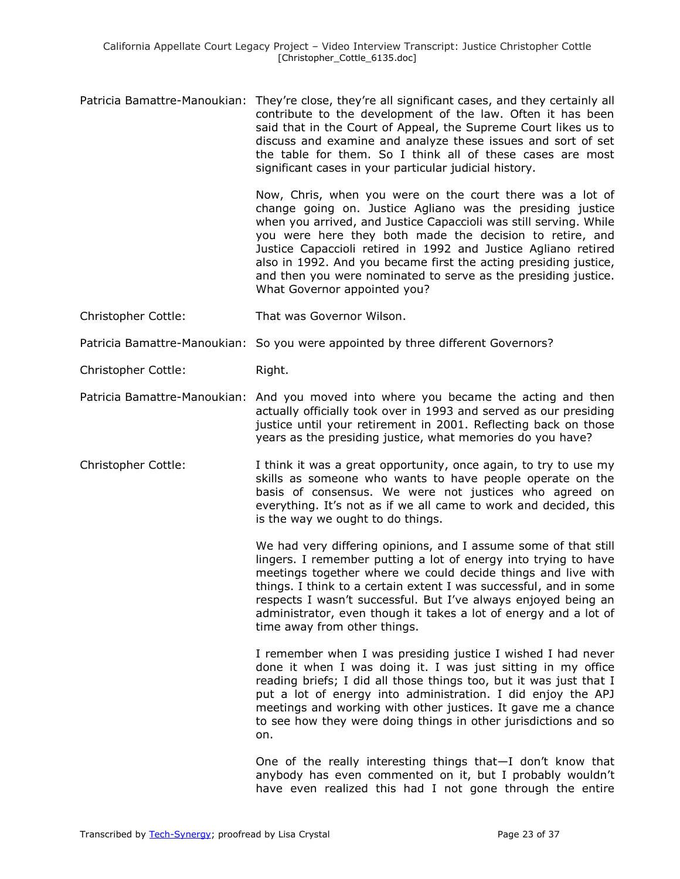Patricia Bamattre-Manoukian: They're close, they're all significant cases, and they certainly all contribute to the development of the law. Often it has been said that in the Court of Appeal, the Supreme Court likes us to discuss and examine and analyze these issues and sort of set the table for them. So I think all of these cases are most significant cases in your particular judicial history.

Now, Chris, when you were on the court there was a lot of change going on. Justice Agliano was the presiding justice when you arrived, and Justice Capaccioli was still serving. While you were here they both made the decision to retire, and Justice Capaccioli retired in 1992 and Justice Agliano retired also in 1992. And you became first the acting presiding justice, and then you were nominated to serve as the presiding justice. What Governor appointed you?

Christopher Cottle: That was Governor Wilson.

Patricia Bamattre-Manoukian: So you were appointed by three different Governors?

Christopher Cottle: Right.

Patricia Bamattre-Manoukian: And you moved into where you became the acting and then actually officially took over in 1993 and served as our presiding justice until your retirement in 2001. Reflecting back on those years as the presiding justice, what memories do you have?

Christopher Cottle: I think it was a great opportunity, once again, to try to use my skills as someone who wants to have people operate on the basis of consensus. We were not justices who agreed on everything. It's not as if we all came to work and decided, this is the way we ought to do things.

We had very differing opinions, and I assume some of that still lingers. I remember putting a lot of energy into trying to have meetings together where we could decide things and live with things. I think to a certain extent I was successful, and in some respects I wasn't successful. But I've always enjoyed being an administrator, even though it takes a lot of energy and a lot of time away from other things.

I remember when I was presiding justice I wished I had never done it when I was doing it. I was just sitting in my office reading briefs; I did all those things too, but it was just that I put a lot of energy into administration. I did enjoy the APJ meetings and working with other justices. It gave me a chance to see how they were doing things in other jurisdictions and so on.

One of the really interesting things that—I don't know that anybody has even commented on it, but I probably wouldn't have even realized this had I not gone through the entire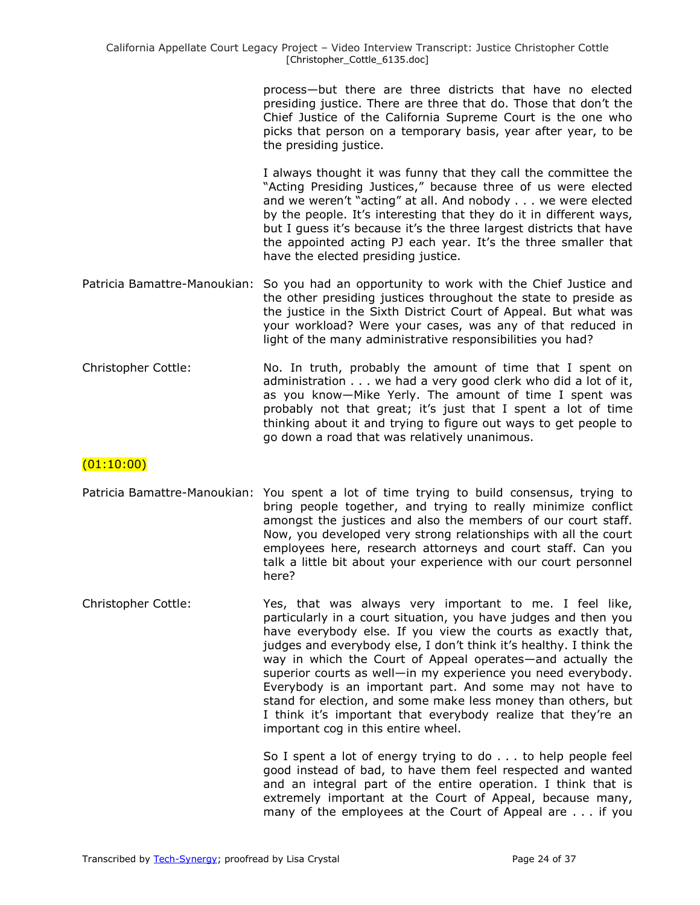process—but there are three districts that have no elected presiding justice. There are three that do. Those that don't the Chief Justice of the California Supreme Court is the one who picks that person on a temporary basis, year after year, to be the presiding justice.

I always thought it was funny that they call the committee the "Acting Presiding Justices," because three of us were elected and we weren't "acting" at all. And nobody . . . we were elected by the people. It's interesting that they do it in different ways, but I guess it's because it's the three largest districts that have the appointed acting PJ each year. It's the three smaller that have the elected presiding justice.

Patricia Bamattre-Manoukian: So you had an opportunity to work with the Chief Justice and the other presiding justices throughout the state to preside as the justice in the Sixth District Court of Appeal. But what was your workload? Were your cases, was any of that reduced in light of the many administrative responsibilities you had?

Christopher Cottle: No. In truth, probably the amount of time that I spent on administration . . . we had a very good clerk who did a lot of it, as you know—Mike Yerly. The amount of time I spent was probably not that great; it's just that I spent a lot of time thinking about it and trying to figure out ways to get people to go down a road that was relatively unanimous.

(01:10:00)

Patricia Bamattre-Manoukian: You spent a lot of time trying to build consensus, trying to bring people together, and trying to really minimize conflict amongst the justices and also the members of our court staff. Now, you developed very strong relationships with all the court employees here, research attorneys and court staff. Can you talk a little bit about your experience with our court personnel here?

Christopher Cottle: Yes, that was always very important to me. I feel like, particularly in a court situation, you have judges and then you have everybody else. If you view the courts as exactly that, judges and everybody else, I don't think it's healthy. I think the way in which the Court of Appeal operates—and actually the superior courts as well—in my experience you need everybody. Everybody is an important part. And some may not have to stand for election, and some make less money than others, but I think it's important that everybody realize that they're an important cog in this entire wheel.

So I spent a lot of energy trying to do . . . to help people feel good instead of bad, to have them feel respected and wanted and an integral part of the entire operation. I think that is extremely important at the Court of Appeal, because many, many of the employees at the Court of Appeal are . . . if you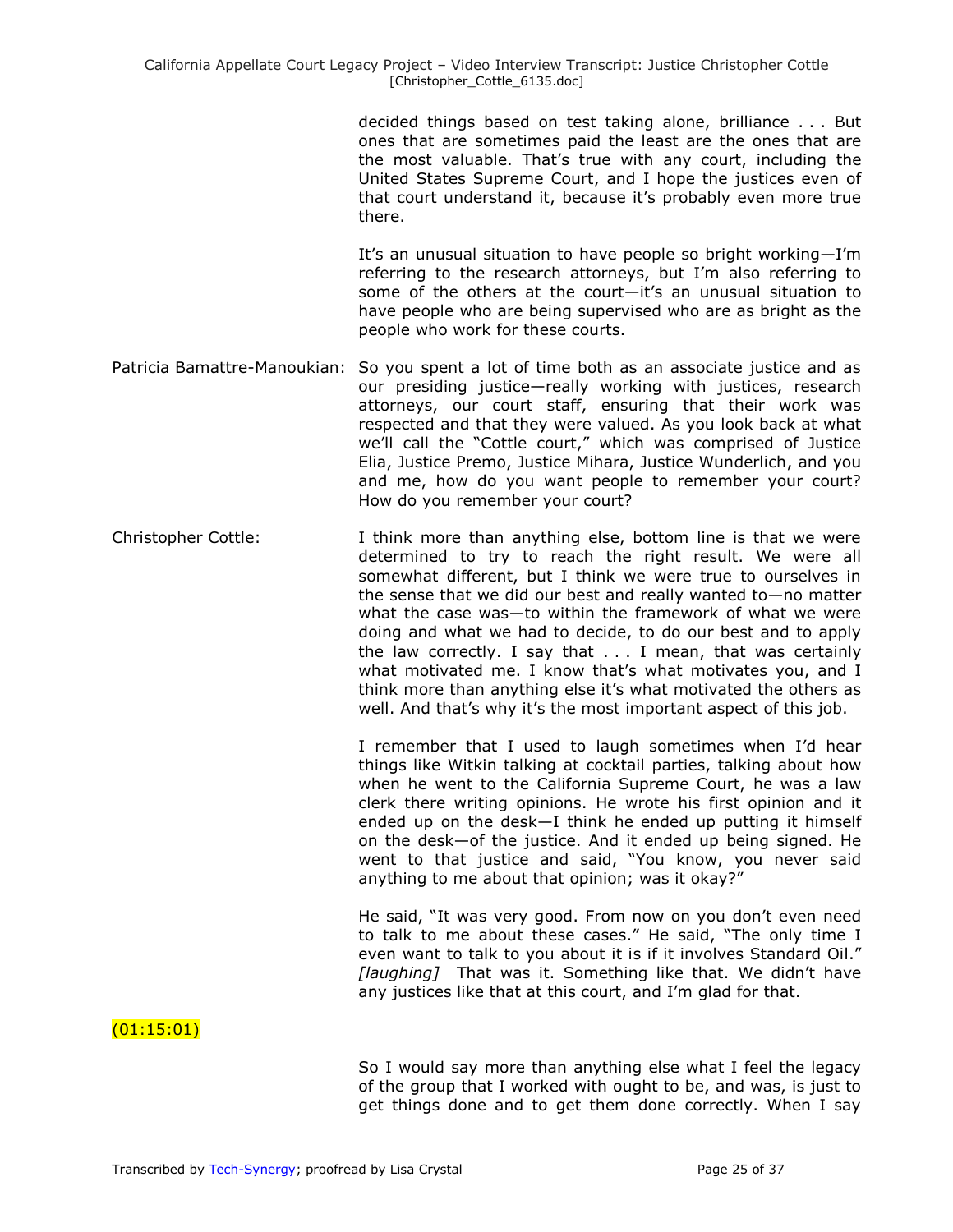decided things based on test taking alone, brilliance . . . But ones that are sometimes paid the least are the ones that are the most valuable. That's true with any court, including the United States Supreme Court, and I hope the justices even of that court understand it, because it's probably even more true there.

It's an unusual situation to have people so bright working—I'm referring to the research attorneys, but I'm also referring to some of the others at the court—it's an unusual situation to have people who are being supervised who are as bright as the people who work for these courts.

Patricia Bamattre-Manoukian: So you spent a lot of time both as an associate justice and as our presiding justice—really working with justices, research attorneys, our court staff, ensuring that their work was respected and that they were valued. As you look back at what we'll call the "Cottle court," which was comprised of Justice Elia, Justice Premo, Justice Mihara, Justice Wunderlich, and you and me, how do you want people to remember your court? How do you remember your court?

Christopher Cottle: I think more than anything else, bottom line is that we were determined to try to reach the right result. We were all somewhat different, but I think we were true to ourselves in the sense that we did our best and really wanted to—no matter what the case was—to within the framework of what we were doing and what we had to decide, to do our best and to apply the law correctly. I say that . . . I mean, that was certainly what motivated me. I know that's what motivates you, and I think more than anything else it's what motivated the others as well. And that's why it's the most important aspect of this job.

I remember that I used to laugh sometimes when I'd hear things like Witkin talking at cocktail parties, talking about how when he went to the California Supreme Court, he was a law clerk there writing opinions. He wrote his first opinion and it ended up on the desk—I think he ended up putting it himself on the desk—of the justice. And it ended up being signed. He went to that justice and said, "You know, you never said anything to me about that opinion; was it okay?"

He said, "It was very good. From now on you don't even need to talk to me about these cases." He said, "The only time I even want to talk to you about it is if it involves Standard Oil." *[laughing]* That was it. Something like that. We didn't have any justices like that at this court, and I'm glad for that.

(01:15:01)

So I would say more than anything else what I feel the legacy of the group that I worked with ought to be, and was, is just to get things done and to get them done correctly. When I say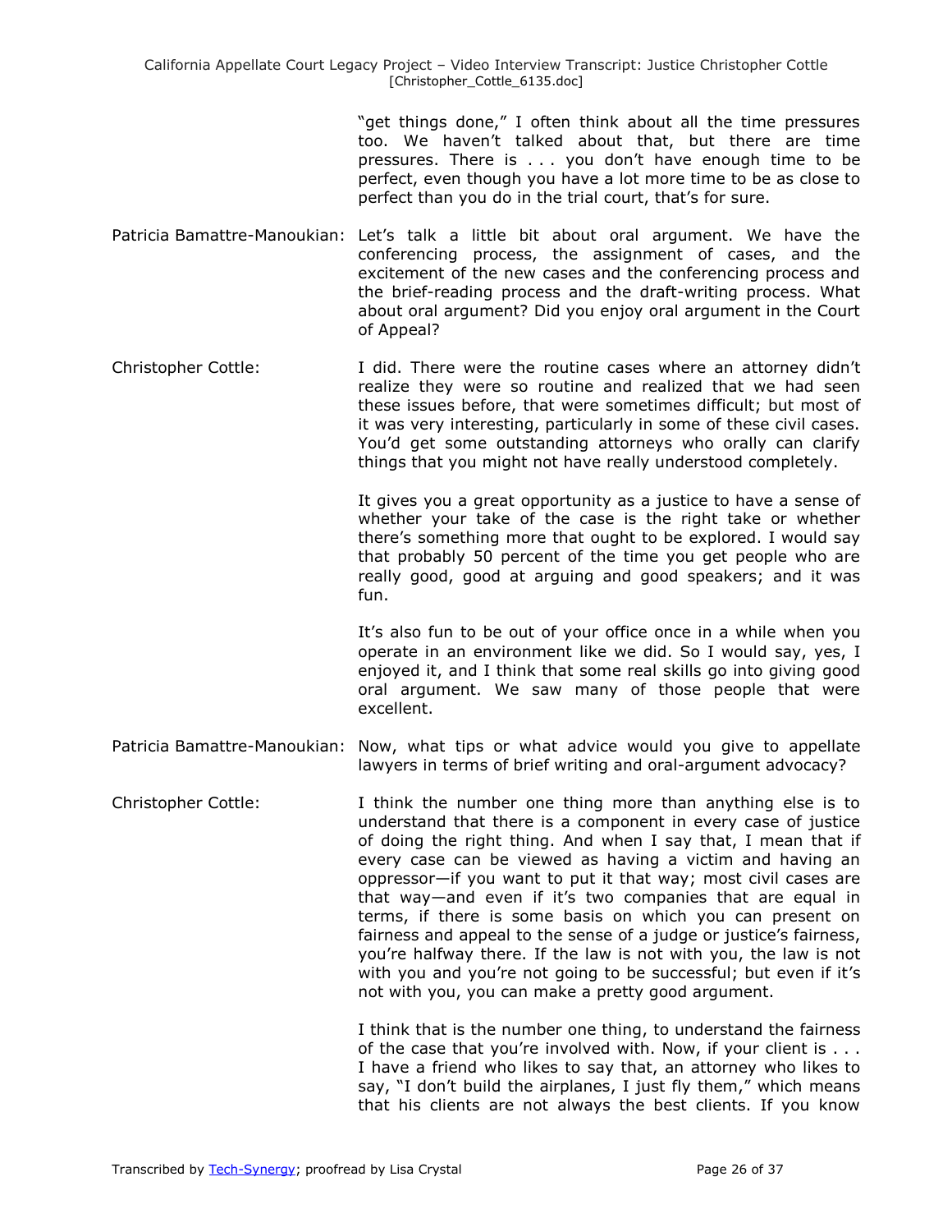"get things done," I often think about all the time pressures too. We haven't talked about that, but there are time pressures. There is . . . you don't have enough time to be perfect, even though you have a lot more time to be as close to perfect than you do in the trial court, that's for sure.

**Patricia Bamattre-Manoukian:** Let's talk a little bit about oral argument. We have the conferencing process, the assignment of cases, and the excitement of the new cases and the conferencing process and the brief-reading process and the draft-writing process. What about oral argument? Did you enjoy oral argument in the Court of Appeal?

**Christopher Cottle:** I did. There were the routine cases where an attorney didn't realize they were so routine and realized that we had seen these issues before, that were sometimes difficult; but most of it was very interesting, particularly in some of these civil cases. You'd get some outstanding attorneys who orally can clarify things that you might not have really understood completely.

It gives you a great opportunity as a justice to have a sense of whether your take of the case is the right take or whether there's something more that ought to be explored. I would say that probably 50 percent of the time you get people who are really good, good at arguing and good speakers; and it was fun.

It's also fun to be out of your office once in a while when you operate in an environment like we did. So I would say, yes, I enjoyed it, and I think that some real skills go into giving good oral argument. We saw many of those people that were excellent.

**Patricia Bamattre-Manoukian:** Now, what tips or what advice would you give to appellate lawyers in terms of brief writing and oral-argument advocacy?

**Christopher Cottle:** I think the number one thing more than anything else is to understand that there is a component in every case of justice of doing the right thing. And when I say that, I mean that if every case can be viewed as having a victim and having an oppressor—if you want to put it that way; most civil cases are that way—and even if it's two companies that are equal in terms, if there is some basis on which you can present on fairness and appeal to the sense of a judge or justice's fairness, you're halfway there. If the law is not with you, the law is not with you and you're not going to be successful; but even if it's not with you, you can make a pretty good argument.

I think that is the number one thing, to understand the fairness of the case that you're involved with. Now, if your client is . . . I have a friend who likes to say that, an attorney who likes to say, "I don't build the airplanes, I just fly them," which means that his clients are not always the best clients. If you know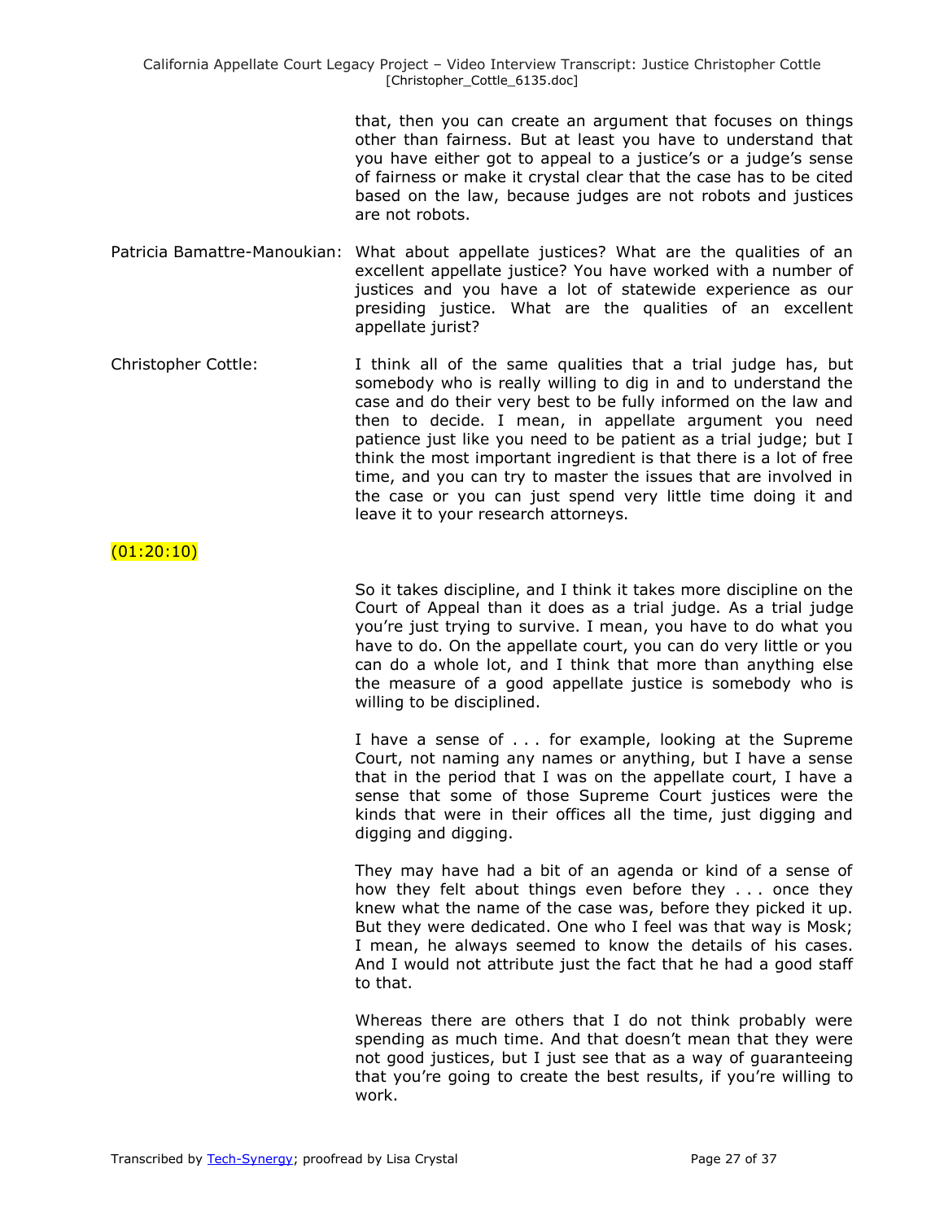that, then you can create an argument that focuses on things other than fairness. But at least you have to understand that you have either got to appeal to a justice's or a judge's sense of fairness or make it crystal clear that the case has to be cited based on the law, because judges are not robots and justices are not robots.

Patricia Bamattre-Manoukian: What about appellate justices? What are the qualities of an excellent appellate justice? You have worked with a number of justices and you have a lot of statewide experience as our presiding justice. What are the qualities of an excellent appellate jurist?

Christopher Cottle: I think all of the same qualities that a trial judge has, but somebody who is really willing to dig in and to understand the case and do their very best to be fully informed on the law and then to decide. I mean, in appellate argument you need patience just like you need to be patient as a trial judge; but I think the most important ingredient is that there is a lot of free time, and you can try to master the issues that are involved in the case or you can just spend very little time doing it and leave it to your research attorneys.

(01:20:10)

So it takes discipline, and I think it takes more discipline on the Court of Appeal than it does as a trial judge. As a trial judge you're just trying to survive. I mean, you have to do what you have to do. On the appellate court, you can do very little or you can do a whole lot, and I think that more than anything else the measure of a good appellate justice is somebody who is willing to be disciplined.

I have a sense of . . . for example, looking at the Supreme Court, not naming any names or anything, but I have a sense that in the period that I was on the appellate court, I have a sense that some of those Supreme Court justices were the kinds that were in their offices all the time, just digging and digging and digging.

They may have had a bit of an agenda or kind of a sense of how they felt about things even before they . . . once they knew what the name of the case was, before they picked it up. But they were dedicated. One who I feel was that way is Mosk; I mean, he always seemed to know the details of his cases. And I would not attribute just the fact that he had a good staff to that.

Whereas there are others that I do not think probably were spending as much time. And that doesn't mean that they were not good justices, but I just see that as a way of guaranteeing that you're going to create the best results, if you're willing to work.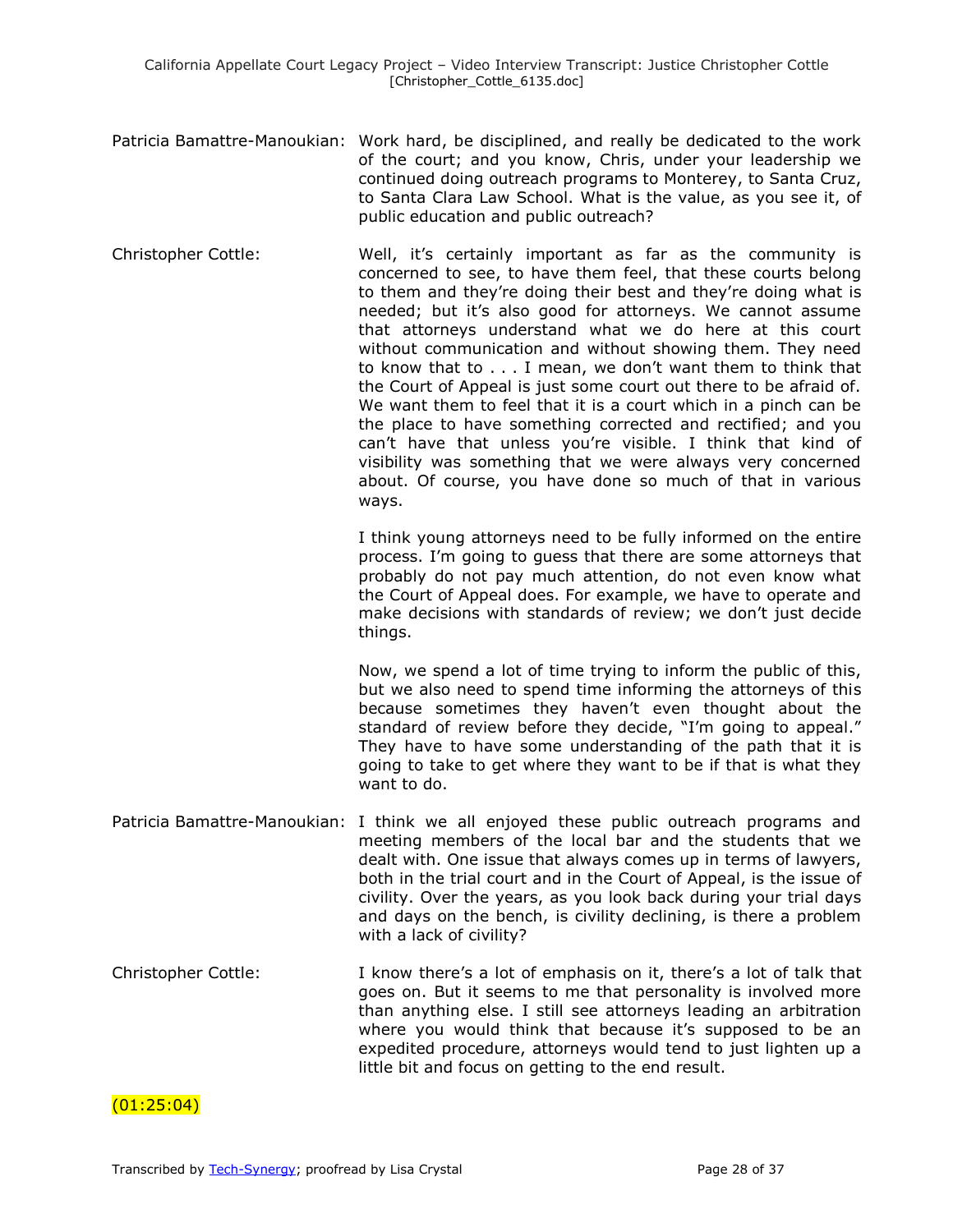Patricia Bamattre-Manoukian: Work hard, be disciplined, and really be dedicated to the work of the court; and you know, Chris, under your leadership we continued doing outreach programs to Monterey, to Santa Cruz, to Santa Clara Law School. What is the value, as you see it, of public education and public outreach?

Christopher Cottle: Well, it's certainly important as far as the community is concerned to see, to have them feel, that these courts belong to them and they're doing their best and they're doing what is needed; but it's also good for attorneys. We cannot assume that attorneys understand what we do here at this court without communication and without showing them. They need to know that to . . . I mean, we don't want them to think that the Court of Appeal is just some court out there to be afraid of. We want them to feel that it is a court which in a pinch can be the place to have something corrected and rectified; and you can't have that unless you're visible. I think that kind of visibility was something that we were always very concerned about. Of course, you have done so much of that in various ways.

I think young attorneys need to be fully informed on the entire process. I'm going to guess that there are some attorneys that probably do not pay much attention, do not even know what the Court of Appeal does. For example, we have to operate and make decisions with standards of review; we don't just decide things.

Now, we spend a lot of time trying to inform the public of this, but we also need to spend time informing the attorneys of this because sometimes they haven't even thought about the standard of review before they decide, "I'm going to appeal." They have to have some understanding of the path that it is going to take to get where they want to be if that is what they want to do.

Patricia Bamattre-Manoukian: I think we all enjoyed these public outreach programs and meeting members of the local bar and the students that we dealt with. One issue that always comes up in terms of lawyers, both in the trial court and in the Court of Appeal, is the issue of civility. Over the years, as you look back during your trial days and days on the bench, is civility declining, is there a problem with a lack of civility?

Christopher Cottle: I know there's a lot of emphasis on it, there's a lot of talk that goes on. But it seems to me that personality is involved more than anything else. I still see attorneys leading an arbitration where you would think that because it's supposed to be an expedited procedure, attorneys would tend to just lighten up a little bit and focus on getting to the end result.

(01:25:04)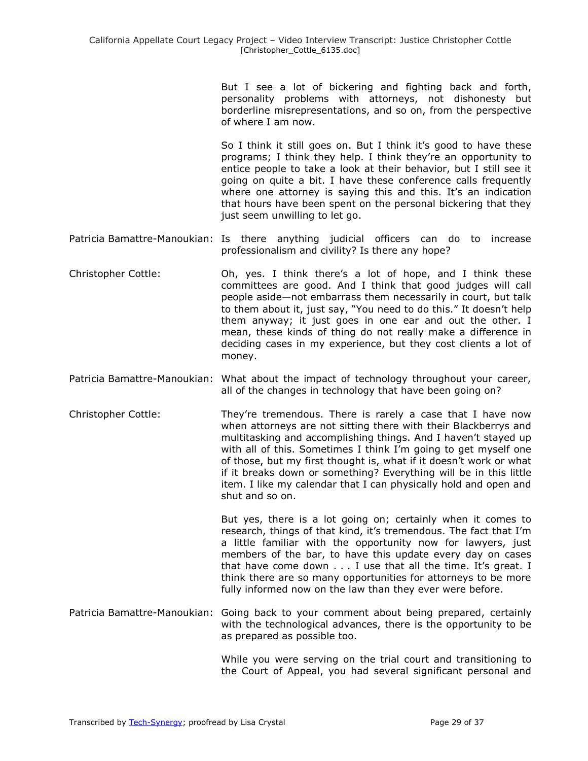But I see a lot of bickering and fighting back and forth, personality problems with attorneys, not dishonesty but borderline misrepresentations, and so on, from the perspective of where I am now.

So I think it still goes on. But I think it's good to have these programs; I think they help. I think they're an opportunity to entice people to take a look at their behavior, but I still see it going on quite a bit. I have these conference calls frequently where one attorney is saying this and this. It's an indication that hours have been spent on the personal bickering that they just seem unwilling to let go.

Patricia Bamattre-Manoukian: Is there anything judicial officers can do to increase professionalism and civility? Is there any hope?

Christopher Cottle: Oh, yes. I think there's a lot of hope, and I think these committees are good. And I think that good judges will call people aside—not embarrass them necessarily in court, but talk to them about it, just say, "You need to do this." It doesn't help them anyway; it just goes in one ear and out the other. I mean, these kinds of thing do not really make a difference in deciding cases in my experience, but they cost clients a lot of money.

Patricia Bamattre-Manoukian: What about the impact of technology throughout your career, all of the changes in technology that have been going on?

Christopher Cottle: They're tremendous. There is rarely a case that I have now when attorneys are not sitting there with their Blackberrys and multitasking and accomplishing things. And I haven't stayed up with all of this. Sometimes I think I'm going to get myself one of those, but my first thought is, what if it doesn't work or what if it breaks down or something? Everything will be in this little item. I like my calendar that I can physically hold and open and shut and so on.

But yes, there is a lot going on; certainly when it comes to research, things of that kind, it's tremendous. The fact that I'm a little familiar with the opportunity now for lawyers, just members of the bar, to have this update every day on cases that have come down . . . I use that all the time. It's great. I think there are so many opportunities for attorneys to be more fully informed now on the law than they ever were before.

Patricia Bamattre-Manoukian: Going back to your comment about being prepared, certainly with the technological advances, there is the opportunity to be as prepared as possible too.

While you were serving on the trial court and transitioning to the Court of Appeal, you had several significant personal and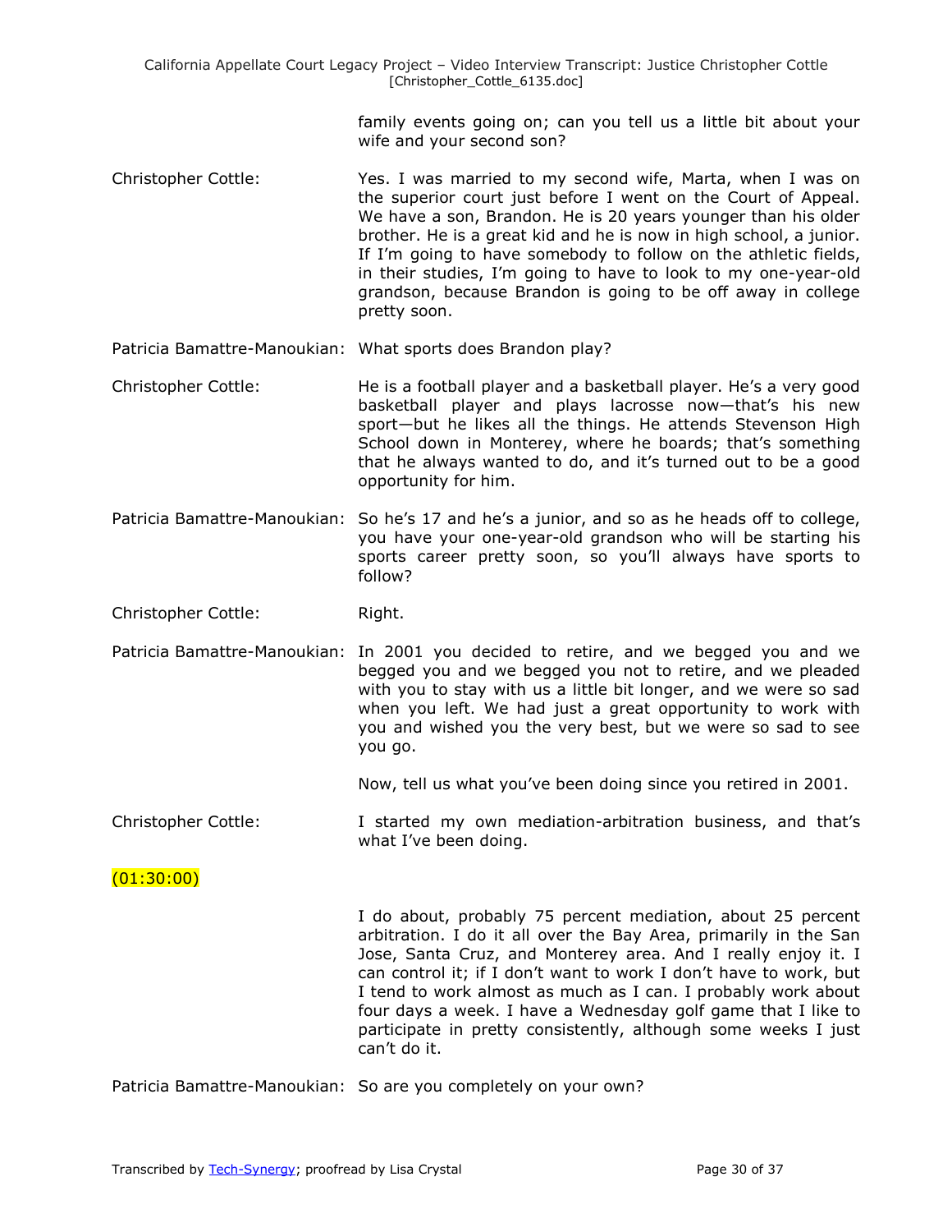family events going on; can you tell us a little bit about your wife and your second son?

Christopher Cottle: Yes. I was married to my second wife, Marta, when I was on the superior court just before I went on the Court of Appeal. We have a son, Brandon. He is 20 years younger than his older brother. He is a great kid and he is now in high school, a junior. If I'm going to have somebody to follow on the athletic fields, in their studies, I'm going to have to look to my one-year-old grandson, because Brandon is going to be off away in college pretty soon.

Patricia Bamattre-Manoukian: What sports does Brandon play?

Christopher Cottle: He is a football player and a basketball player. He's a very good basketball player and plays lacrosse now—that's his new sport—but he likes all the things. He attends Stevenson High School down in Monterey, where he boards; that's something that he always wanted to do, and it's turned out to be a good opportunity for him.

Patricia Bamattre-Manoukian: So he's 17 and he's a junior, and so as he heads off to college, you have your one-year-old grandson who will be starting his sports career pretty soon, so you'll always have sports to follow?

Christopher Cottle: Right.

Patricia Bamattre-Manoukian: In 2001 you decided to retire, and we begged you and we begged you and we begged you not to retire, and we pleaded with you to stay with us a little bit longer, and we were so sad when you left. We had just a great opportunity to work with you and wished you the very best, but we were so sad to see you go.

Now, tell us what you've been doing since you retired in 2001.

Christopher Cottle: I started my own mediation-arbitration business, and that's what I've been doing.

(01:30:00)

I do about, probably 75 percent mediation, about 25 percent arbitration. I do it all over the Bay Area, primarily in the San Jose, Santa Cruz, and Monterey area. And I really enjoy it. I can control it; if I don't want to work I don't have to work, but I tend to work almost as much as I can. I probably work about four days a week. I have a Wednesday golf game that I like to participate in pretty consistently, although some weeks I just can't do it.

Patricia Bamattre-Manoukian: So are you completely on your own?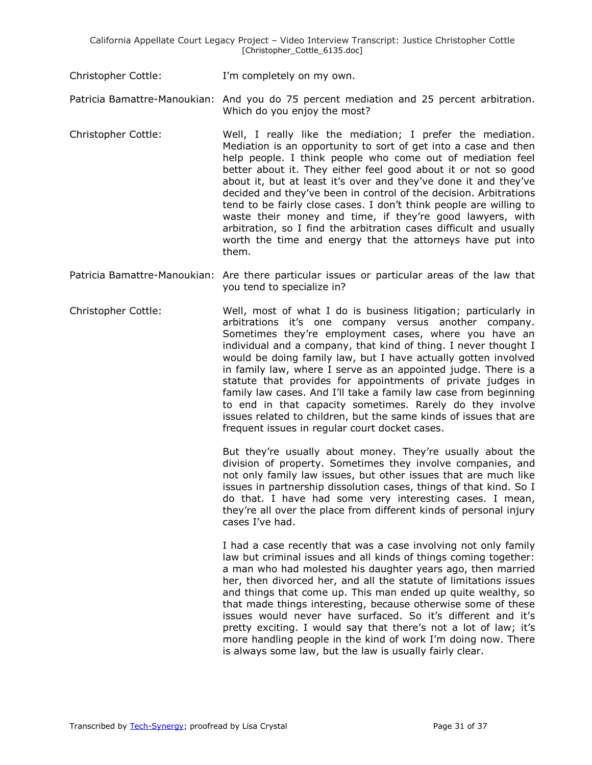Christopher Cottle: I'm completely on my own.

Patricia Bamattre-Manoukian: And you do 75 percent mediation and 25 percent arbitration. Which do you enjoy the most?

Christopher Cottle: Well, I really like the mediation; I prefer the mediation. Mediation is an opportunity to sort of get into a case and then help people. I think people who come out of mediation feel better about it. They either feel good about it or not so good about it, but at least it's over and they've done it and they've decided and they've been in control of the decision. Arbitrations tend to be fairly close cases. I don't think people are willing to waste their money and time, if they're good lawyers, with arbitration, so I find the arbitration cases difficult and usually worth the time and energy that the attorneys have put into them.

Patricia Bamattre-Manoukian: Are there particular issues or particular areas of the law that you tend to specialize in?

Christopher Cottle: Well, most of what I do is business litigation; particularly in arbitrations it's one company versus another company. Sometimes they're employment cases, where you have an individual and a company, that kind of thing. I never thought I would be doing family law, but I have actually gotten involved in family law, where I serve as an appointed judge. There is a statute that provides for appointments of private judges in family law cases. And I'll take a family law case from beginning to end in that capacity sometimes. Rarely do they involve issues related to children, but the same kinds of issues that are frequent issues in regular court docket cases.

But they're usually about money. They're usually about the division of property. Sometimes they involve companies, and not only family law issues, but other issues that are much like issues in partnership dissolution cases, things of that kind. So I do that. I have had some very interesting cases. I mean, they're all over the place from different kinds of personal injury cases I've had.

I had a case recently that was a case involving not only family law but criminal issues and all kinds of things coming together: a man who had molested his daughter years ago, then married her, then divorced her, and all the statute of limitations issues and things that come up. This man ended up quite wealthy, so that made things interesting, because otherwise some of these issues would never have surfaced. So it's different and it's pretty exciting. I would say that there's not a lot of law; it's more handling people in the kind of work I'm doing now. There is always some law, but the law is usually fairly clear.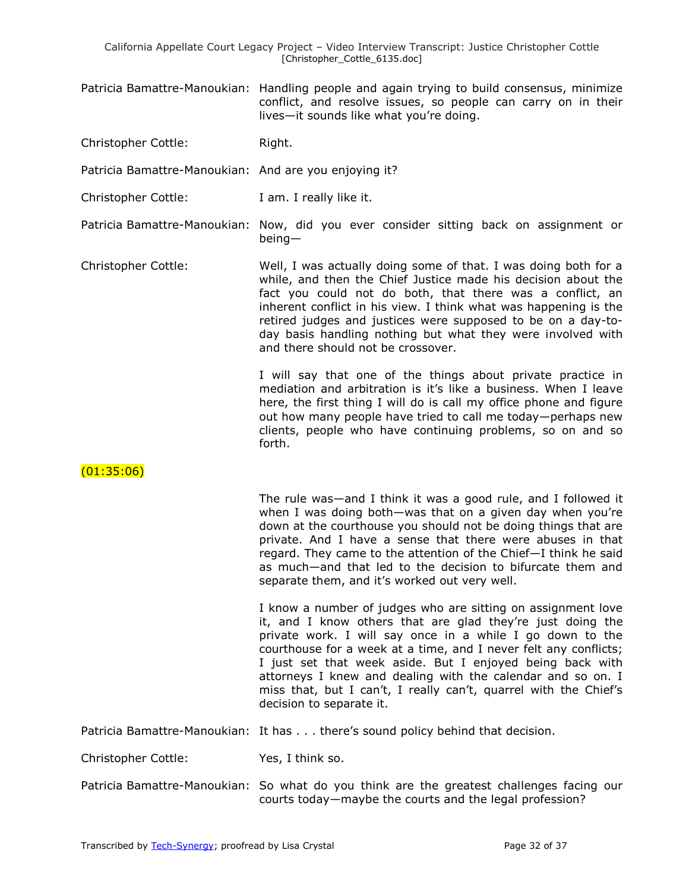Patricia Bamattre-Manoukian: Handling people and again trying to build consensus, minimize conflict, and resolve issues, so people can carry on in their lives—it sounds like what you're doing.

Christopher Cottle: Right.

Patricia Bamattre-Manoukian: And are you enjoying it?

Christopher Cottle: I am. I really like it.

Patricia Bamattre-Manoukian: Now, did you ever consider sitting back on assignment or being—

Christopher Cottle: Well, I was actually doing some of that. I was doing both for a while, and then the Chief Justice made his decision about the fact you could not do both, that there was a conflict, an inherent conflict in his view. I think what was happening is the retired judges and justices were supposed to be on a day-to-day basis handling nothing but what they were involved with and there should not be crossover.

I will say that one of the things about private practice in mediation and arbitration is it's like a business. When I leave here, the first thing I will do is call my office phone and figure out how many people have tried to call me today—perhaps new clients, people who have continuing problems, so on and so forth.

(01:35:06)

The rule was—and I think it was a good rule, and I followed it when I was doing both—was that on a given day when you're down at the courthouse you should not be doing things that are private. And I have a sense that there were abuses in that regard. They came to the attention of the Chief—I think he said as much—and that led to the decision to bifurcate them and separate them, and it's worked out very well.

I know a number of judges who are sitting on assignment love it, and I know others that are glad they're just doing the private work. I will say once in a while I go down to the courthouse for a week at a time, and I never felt any conflicts; I just set that week aside. But I enjoyed being back with attorneys I knew and dealing with the calendar and so on. I miss that, but I can't, I really can't, quarrel with the Chief's decision to separate it.

Patricia Bamattre-Manoukian: It has . . . there's sound policy behind that decision.

Christopher Cottle: Yes, I think so.

Patricia Bamattre-Manoukian: So what do you think are the greatest challenges facing our courts today—maybe the courts and the legal profession?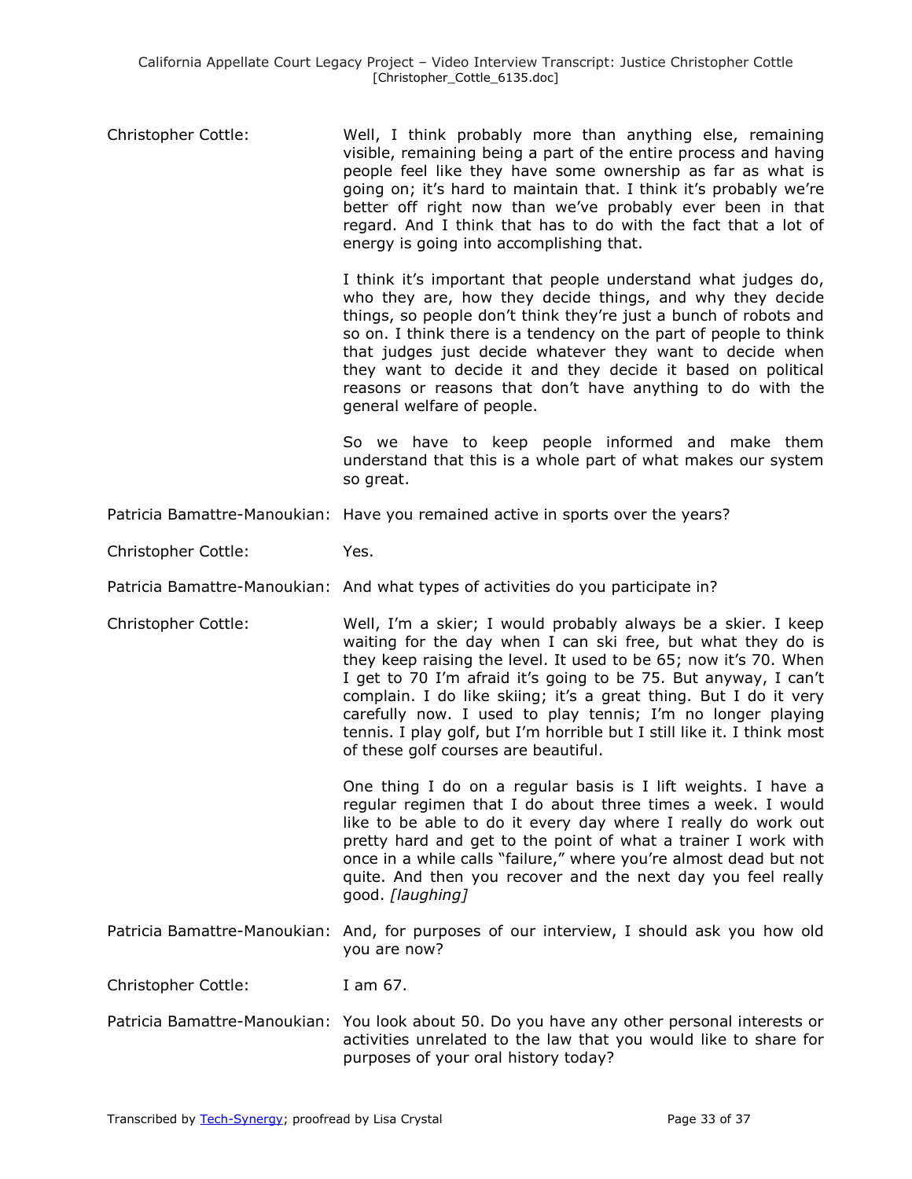Christopher Cottle: Well, I think probably more than anything else, remaining visible, remaining being a part of the entire process and having people feel like they have some ownership as far as what is going on; it's hard to maintain that. I think it's probably we're better off right now than we've probably ever been in that regard. And I think that has to do with the fact that a lot of energy is going into accomplishing that.

I think it's important that people understand what judges do, who they are, how they decide things, and why they decide things, so people don't think they're just a bunch of robots and so on. I think there is a tendency on the part of people to think that judges just decide whatever they want to decide when they want to decide it and they decide it based on political reasons or reasons that don't have anything to do with the general welfare of people.

So we have to keep people informed and make them understand that this is a whole part of what makes our system so great.

Patricia Bamattre-Manoukian: Have you remained active in sports over the years?

Christopher Cottle: Yes.

Patricia Bamattre-Manoukian: And what types of activities do you participate in?

Christopher Cottle: Well, I'm a skier; I would probably always be a skier. I keep waiting for the day when I can ski free, but what they do is they keep raising the level. It used to be 65; now it's 70. When I get to 70 I'm afraid it's going to be 75. But anyway, I can't complain. I do like skiing; it's a great thing. But I do it very carefully now. I used to play tennis; I'm no longer playing tennis. I play golf, but I'm horrible but I still like it. I think most of these golf courses are beautiful.

One thing I do on a regular basis is I lift weights. I have a regular regimen that I do about three times a week. I would like to be able to do it every day where I really do work out pretty hard and get to the point of what a trainer I work with once in a while calls "failure," where you're almost dead but not quite. And then you recover and the next day you feel really good. *[laughing]*

Patricia Bamattre-Manoukian: And, for purposes of our interview, I should ask you how old you are now?

Christopher Cottle: I am 67.

Patricia Bamattre-Manoukian: You look about 50. Do you have any other personal interests or activities unrelated to the law that you would like to share for purposes of your oral history today?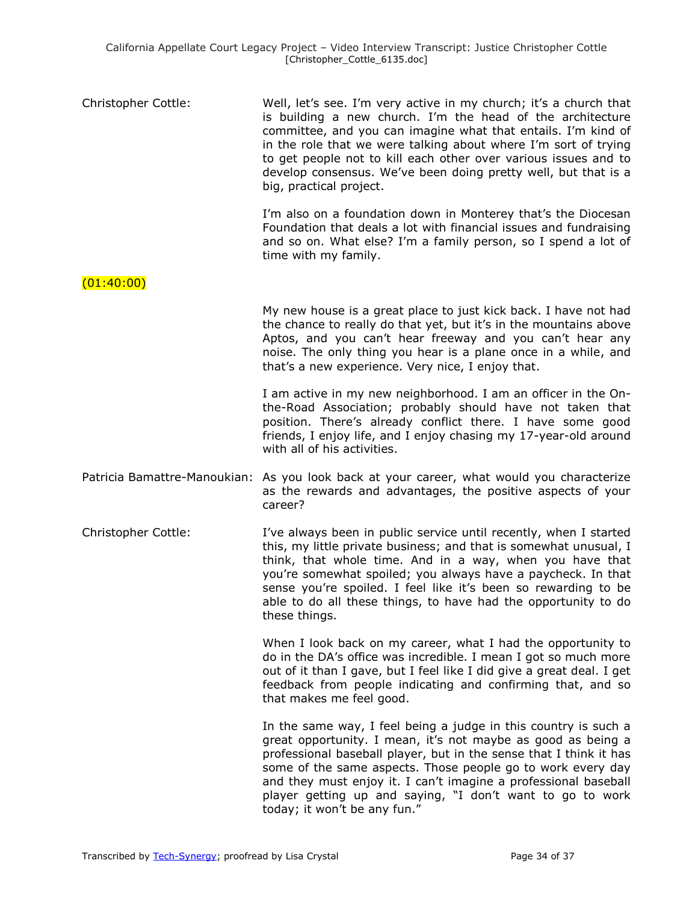Christopher Cottle: Well, let's see. I'm very active in my church; it's a church that is building a new church. I'm the head of the architecture committee, and you can imagine what that entails. I'm kind of in the role that we were talking about where I'm sort of trying to get people not to kill each other over various issues and to develop consensus. We've been doing pretty well, but that is a big, practical project.

I'm also on a foundation down in Monterey that's the Diocesan Foundation that deals a lot with financial issues and fundraising and so on. What else? I'm a family person, so I spend a lot of time with my family.

(01:40:00)

My new house is a great place to just kick back. I have not had the chance to really do that yet, but it's in the mountains above Aptos, and you can't hear freeway and you can't hear any noise. The only thing you hear is a plane once in a while, and that's a new experience. Very nice, I enjoy that.

I am active in my new neighborhood. I am an officer in the On-the-Road Association; probably should have not taken that position. There's already conflict there. I have some good friends, I enjoy life, and I enjoy chasing my 17-year-old around with all of his activities.

Patricia Bamattre-Manoukian: As you look back at your career, what would you characterize as the rewards and advantages, the positive aspects of your career?

Christopher Cottle: I've always been in public service until recently, when I started this, my little private business; and that is somewhat unusual, I think, that whole time. And in a way, when you have that you're somewhat spoiled; you always have a paycheck. In that sense you're spoiled. I feel like it's been so rewarding to be able to do all these things, to have had the opportunity to do these things.

When I look back on my career, what I had the opportunity to do in the DA's office was incredible. I mean I got so much more out of it than I gave, but I feel like I did give a great deal. I get feedback from people indicating and confirming that, and so that makes me feel good.

In the same way, I feel being a judge in this country is such a great opportunity. I mean, it's not maybe as good as being a professional baseball player, but in the sense that I think it has some of the same aspects. Those people go to work every day and they must enjoy it. I can't imagine a professional baseball player getting up and saying, "I don't want to go to work today; it won't be any fun."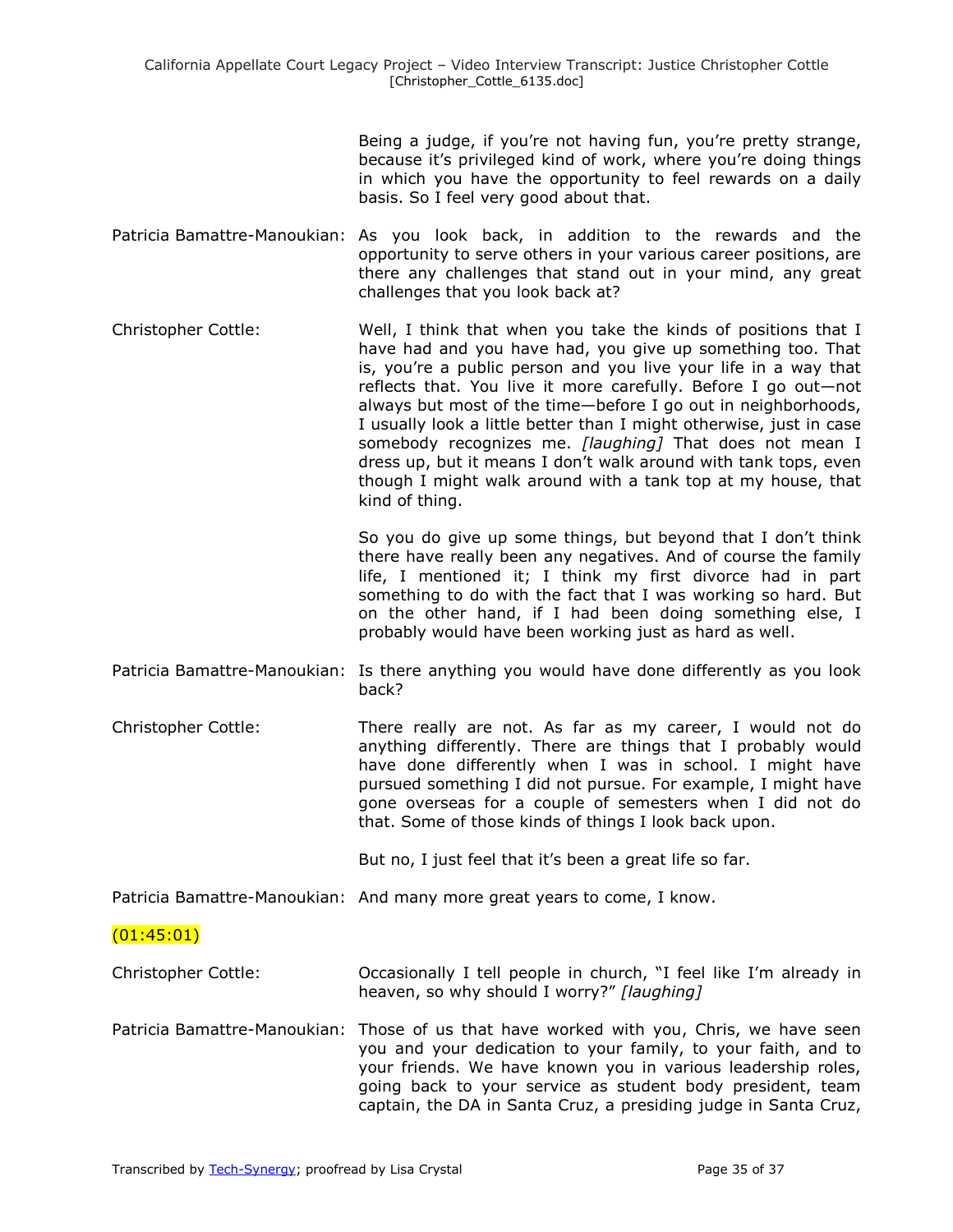Being a judge, if you're not having fun, you're pretty strange, because it's privileged kind of work, where you're doing things in which you have the opportunity to feel rewards on a daily basis. So I feel very good about that.

Patricia Bamattre-Manoukian: As you look back, in addition to the rewards and the opportunity to serve others in your various career positions, are there any challenges that stand out in your mind, any great challenges that you look back at?

Christopher Cottle: Well, I think that when you take the kinds of positions that I have had and you have had, you give up something too. That is, you're a public person and you live your life in a way that reflects that. You live it more carefully. Before I go out—not always but most of the time—before I go out in neighborhoods, I usually look a little better than I might otherwise, just in case somebody recognizes me. *[laughing]* That does not mean I dress up, but it means I don't walk around with tank tops, even though I might walk around with a tank top at my house, that kind of thing.

So you do give up some things, but beyond that I don't think there have really been any negatives. And of course the family life, I mentioned it; I think my first divorce had in part something to do with the fact that I was working so hard. But on the other hand, if I had been doing something else, I probably would have been working just as hard as well.

Patricia Bamattre-Manoukian: Is there anything you would have done differently as you look back?

Christopher Cottle: There really are not. As far as my career, I would not do anything differently. There are things that I probably would have done differently when I was in school. I might have pursued something I did not pursue. For example, I might have gone overseas for a couple of semesters when I did not do that. Some of those kinds of things I look back upon.

But no, I just feel that it's been a great life so far.

Patricia Bamattre-Manoukian: And many more great years to come, I know.

(01:45:01)

Christopher Cottle: Occasionally I tell people in church, "I feel like I'm already in heaven, so why should I worry?" *[laughing]*

Patricia Bamattre-Manoukian: Those of us that have worked with you, Chris, we have seen you and your dedication to your family, to your faith, and to your friends. We have known you in various leadership roles, going back to your service as student body president, team captain, the DA in Santa Cruz, a presiding judge in Santa Cruz,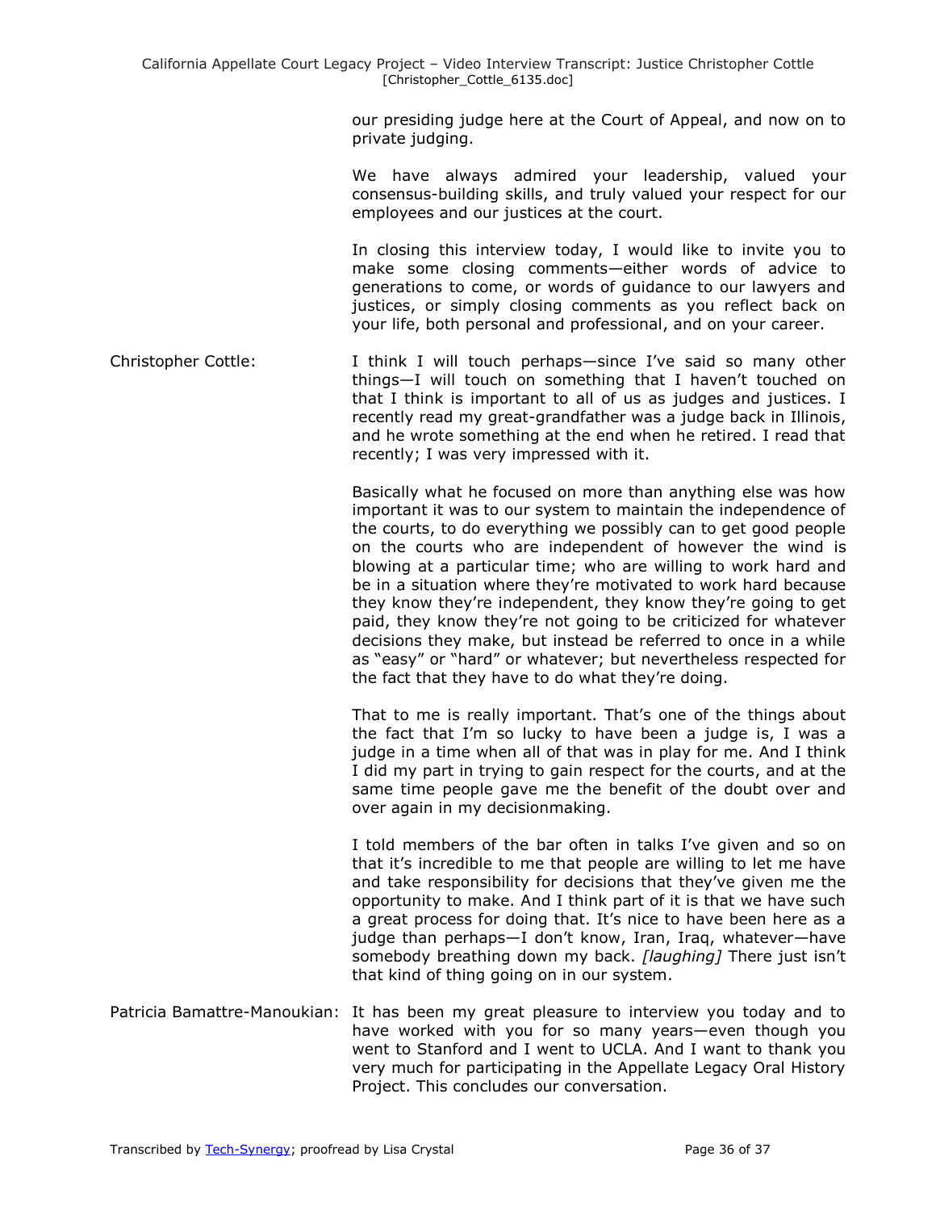our presiding judge here at the Court of Appeal, and now on to private judging.

We have always admired your leadership, valued your consensus-building skills, and truly valued your respect for our employees and our justices at the court.

In closing this interview today, I would like to invite you to make some closing comments—either words of advice to generations to come, or words of guidance to our lawyers and justices, or simply closing comments as you reflect back on your life, both personal and professional, and on your career.

Christopher Cottle: I think I will touch perhaps—since I've said so many other things—I will touch on something that I haven't touched on that I think is important to all of us as judges and justices. I recently read my great-grandfather was a judge back in Illinois, and he wrote something at the end when he retired. I read that recently; I was very impressed with it.

Basically what he focused on more than anything else was how important it was to our system to maintain the independence of the courts, to do everything we possibly can to get good people on the courts who are independent of however the wind is blowing at a particular time; who are willing to work hard and be in a situation where they're motivated to work hard because they know they're independent, they know they're going to get paid, they know they're not going to be criticized for whatever decisions they make, but instead be referred to once in a while as "easy" or "hard" or whatever; but nevertheless respected for the fact that they have to do what they're doing.

That to me is really important. That's one of the things about the fact that I'm so lucky to have been a judge is, I was a judge in a time when all of that was in play for me. And I think I did my part in trying to gain respect for the courts, and at the same time people gave me the benefit of the doubt over and over again in my decisionmaking.

I told members of the bar often in talks I've given and so on that it's incredible to me that people are willing to let me have and take responsibility for decisions that they've given me the opportunity to make. And I think part of it is that we have such a great process for doing that. It's nice to have been here as a judge than perhaps—I don't know, Iran, Iraq, whatever—have somebody breathing down my back. *[laughing]* There just isn't that kind of thing going on in our system.

Patricia Bamattre-Manoukian: It has been my great pleasure to interview you today and to have worked with you for so many years—even though you went to Stanford and I went to UCLA. And I want to thank you very much for participating in the Appellate Legacy Oral History Project. This concludes our conversation.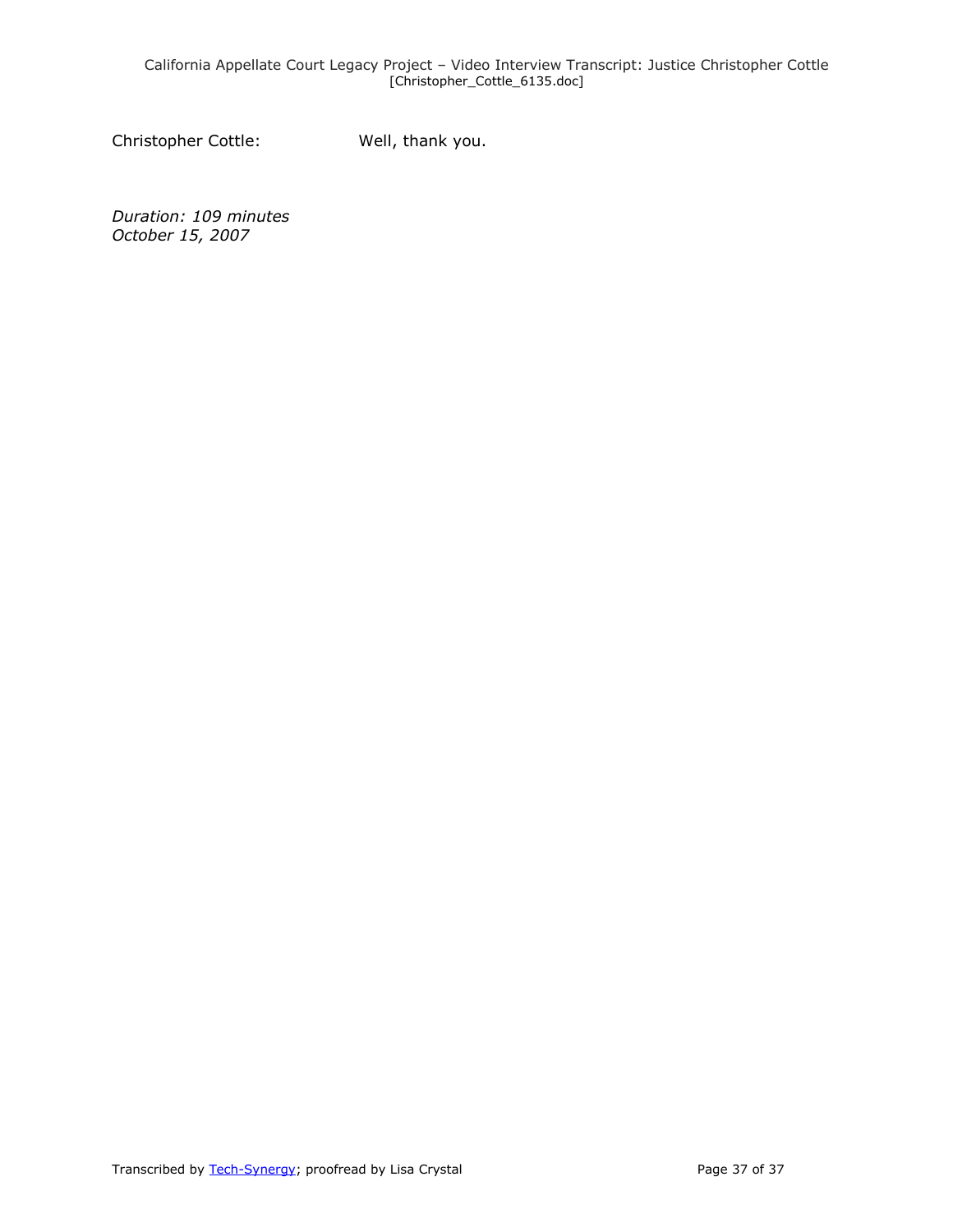Christopher Cottle: Well, thank you.

*Duration: 109 minutes*
*October 15, 2007*